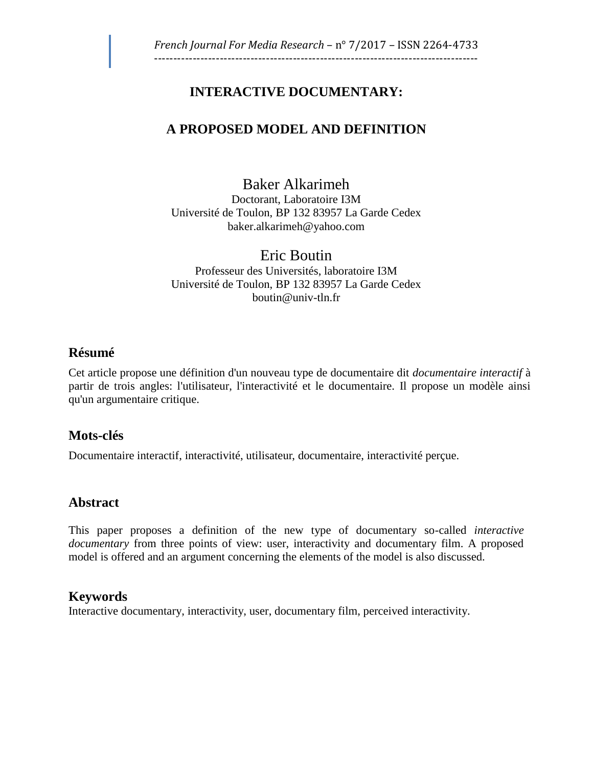# INTERACTIVE DOCUMENTARY:

# A PROPOSED MODEL AND DEFINITION

Baker Alkarimeh
Doctorant, Laboratoire I3M
Université de Toulon, BP 132 83957 La Garde Cedex
baker.alkarimeh@yahoo.com

Eric Boutin
Professeur des Universités, laboratoire I3M
Université de Toulon, BP 132 83957 La Garde Cedex
boutin@univ-tln.fr

## Résumé

Cet article propose une définition d'un nouveau type de documentaire dit *documentaire interactif* à partir de trois angles: l'utilisateur, l'interactivité et le documentaire. Il propose un modèle ainsi qu'un argumentaire critique.

## Mots-clés

Documentaire interactif, interactivité, utilisateur, documentaire, interactivité perçue.

## Abstract

This paper proposes a definition of the new type of documentary so-called *interactive documentary* from three points of view: user, interactivity and documentary film. A proposed model is offered and an argument concerning the elements of the model is also discussed.

## Keywords

Interactive documentary, interactivity, user, documentary film, perceived interactivity.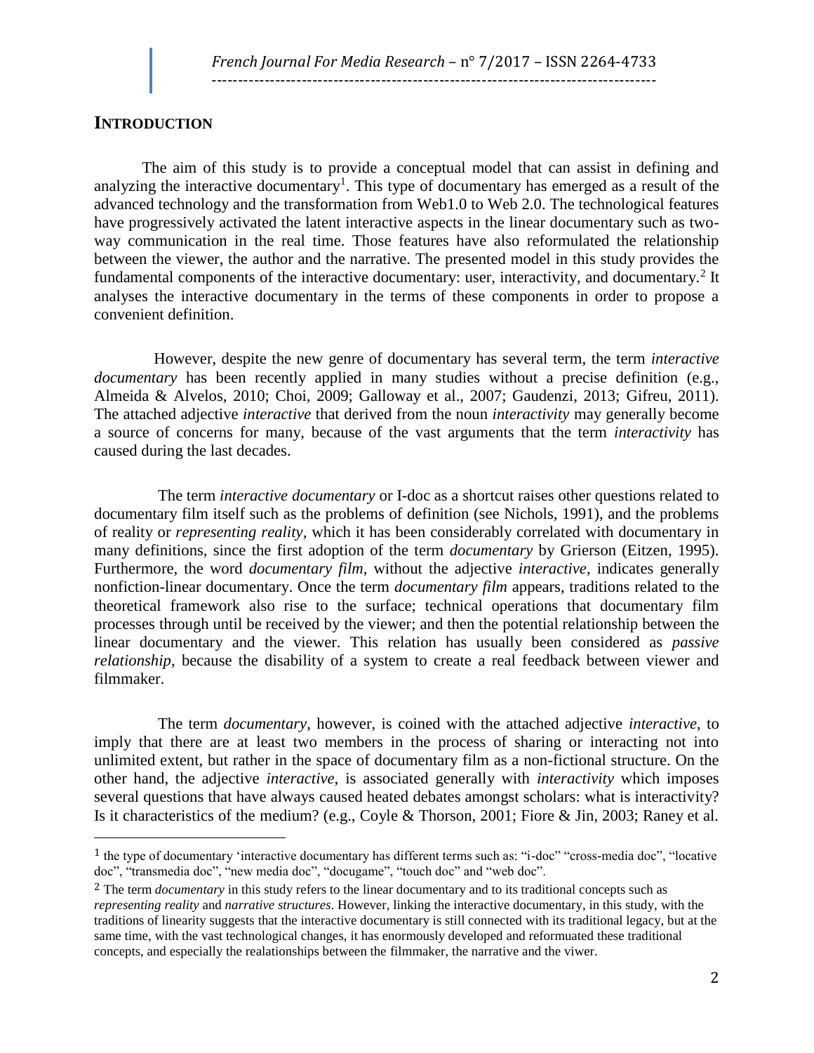## INTRODUCTION

The aim of this study is to provide a conceptual model that can assist in defining and analyzing the interactive documentary[1]. This type of documentary has emerged as a result of the advanced technology and the transformation from Web1.0 to Web 2.0. The technological features have progressively activated the latent interactive aspects in the linear documentary such as two-way communication in the real time. Those features have also reformulated the relationship between the viewer, the author and the narrative. The presented model in this study provides the fundamental components of the interactive documentary: user, interactivity, and documentary.[2] It analyses the interactive documentary in the terms of these components in order to propose a convenient definition.

However, despite the new genre of documentary has several term, the term *interactive documentary* has been recently applied in many studies without a precise definition (e.g., Almeida & Alvelos, 2010; Choi, 2009; Galloway et al., 2007; Gaudenzi, 2013; Gifreu, 2011). The attached adjective *interactive* that derived from the noun *interactivity* may generally become a source of concerns for many, because of the vast arguments that the term *interactivity* has caused during the last decades.

The term *interactive documentary* or I-doc as a shortcut raises other questions related to documentary film itself such as the problems of definition (see Nichols, 1991), and the problems of reality or *representing reality*, which it has been considerably correlated with documentary in many definitions, since the first adoption of the term *documentary* by Grierson (Eitzen, 1995). Furthermore, the word *documentary film*, without the adjective *interactive*, indicates generally nonfiction-linear documentary. Once the term *documentary film* appears, traditions related to the theoretical framework also rise to the surface; technical operations that documentary film processes through until be received by the viewer; and then the potential relationship between the linear documentary and the viewer. This relation has usually been considered as *passive relationship*, because the disability of a system to create a real feedback between viewer and filmmaker.

The term *documentary*, however, is coined with the attached adjective *interactive*, to imply that there are at least two members in the process of sharing or interacting not into unlimited extent, but rather in the space of documentary film as a non-fictional structure. On the other hand, the adjective *interactive*, is associated generally with *interactivity* which imposes several questions that have always caused heated debates amongst scholars: what is interactivity? Is it characteristics of the medium? (e.g., Coyle & Thorson, 2001; Fiore & Jin, 2003; Raney et al.

---

[1] the type of documentary 'interactive documentary has different terms such as: "i-doc" "cross-media doc", "locative doc", "transmedia doc", "new media doc", "docugame", "touch doc" and "web doc".

[2] The term *documentary* in this study refers to the linear documentary and to its traditional concepts such as *representing reality* and *narrative structures*. However, linking the interactive documentary, in this study, with the traditions of linearity suggests that the interactive documentary is still connected with its traditional legacy, but at the same time, with the vast technological changes, it has enormously developed and reformuated these traditional concepts, and especially the realationships between the filmmaker, the narrative and the viwer.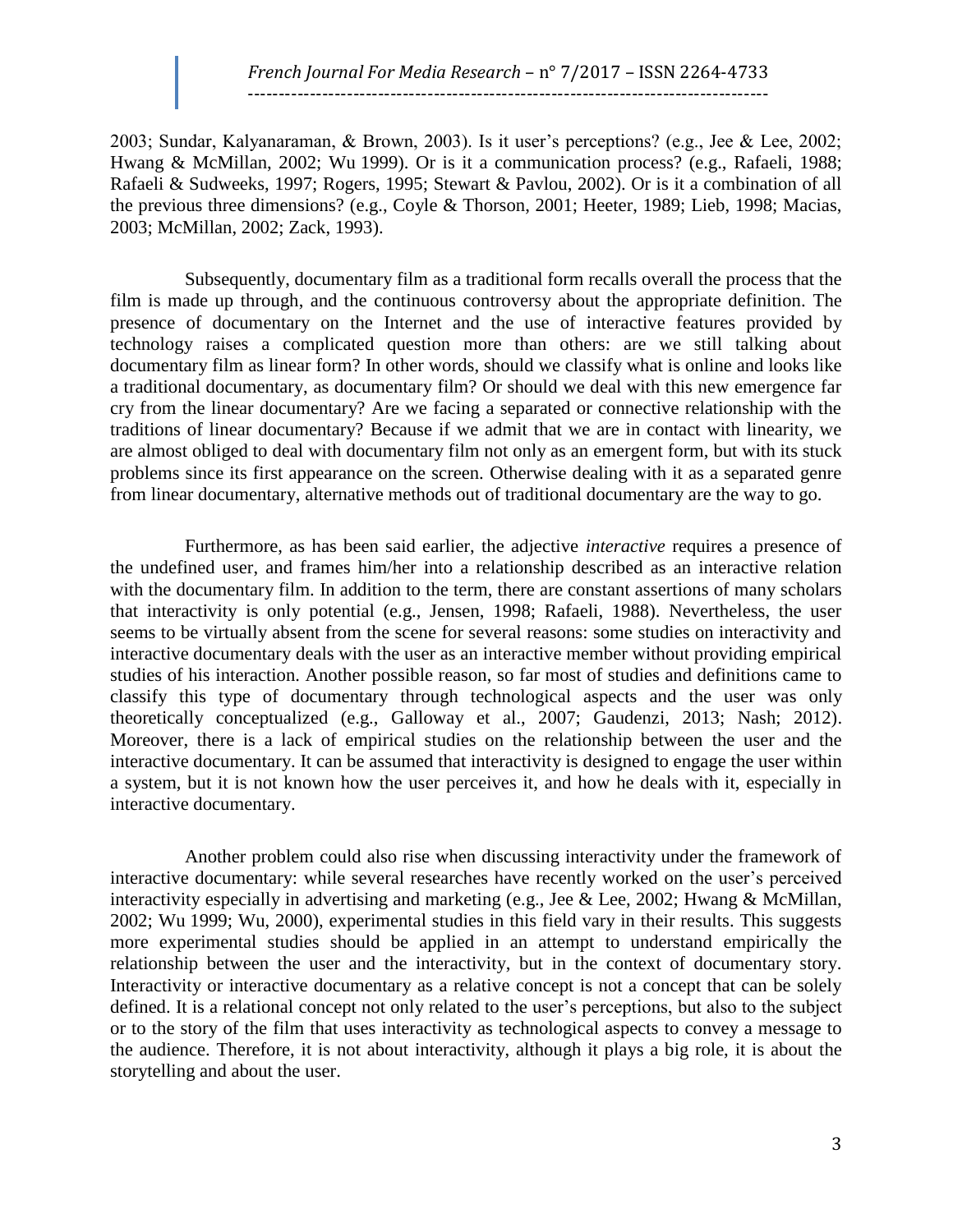2003; Sundar, Kalyanaraman, & Brown, 2003). Is it user's perceptions? (e.g., Jee & Lee, 2002; Hwang & McMillan, 2002; Wu 1999). Or is it a communication process? (e.g., Rafaeli, 1988; Rafaeli & Sudweeks, 1997; Rogers, 1995; Stewart & Pavlou, 2002). Or is it a combination of all the previous three dimensions? (e.g., Coyle & Thorson, 2001; Heeter, 1989; Lieb, 1998; Macias, 2003; McMillan, 2002; Zack, 1993).

Subsequently, documentary film as a traditional form recalls overall the process that the film is made up through, and the continuous controversy about the appropriate definition. The presence of documentary on the Internet and the use of interactive features provided by technology raises a complicated question more than others: are we still talking about documentary film as linear form? In other words, should we classify what is online and looks like a traditional documentary, as documentary film? Or should we deal with this new emergence far cry from the linear documentary? Are we facing a separated or connective relationship with the traditions of linear documentary? Because if we admit that we are in contact with linearity, we are almost obliged to deal with documentary film not only as an emergent form, but with its stuck problems since its first appearance on the screen. Otherwise dealing with it as a separated genre from linear documentary, alternative methods out of traditional documentary are the way to go.

Furthermore, as has been said earlier, the adjective *interactive* requires a presence of the undefined user, and frames him/her into a relationship described as an interactive relation with the documentary film. In addition to the term, there are constant assertions of many scholars that interactivity is only potential (e.g., Jensen, 1998; Rafaeli, 1988). Nevertheless, the user seems to be virtually absent from the scene for several reasons: some studies on interactivity and interactive documentary deals with the user as an interactive member without providing empirical studies of his interaction. Another possible reason, so far most of studies and definitions came to classify this type of documentary through technological aspects and the user was only theoretically conceptualized (e.g., Galloway et al., 2007; Gaudenzi, 2013; Nash; 2012). Moreover, there is a lack of empirical studies on the relationship between the user and the interactive documentary. It can be assumed that interactivity is designed to engage the user within a system, but it is not known how the user perceives it, and how he deals with it, especially in interactive documentary.

Another problem could also rise when discussing interactivity under the framework of interactive documentary: while several researches have recently worked on the user's perceived interactivity especially in advertising and marketing (e.g., Jee & Lee, 2002; Hwang & McMillan, 2002; Wu 1999; Wu, 2000), experimental studies in this field vary in their results. This suggests more experimental studies should be applied in an attempt to understand empirically the relationship between the user and the interactivity, but in the context of documentary story. Interactivity or interactive documentary as a relative concept is not a concept that can be solely defined. It is a relational concept not only related to the user's perceptions, but also to the subject or to the story of the film that uses interactivity as technological aspects to convey a message to the audience. Therefore, it is not about interactivity, although it plays a big role, it is about the storytelling and about the user.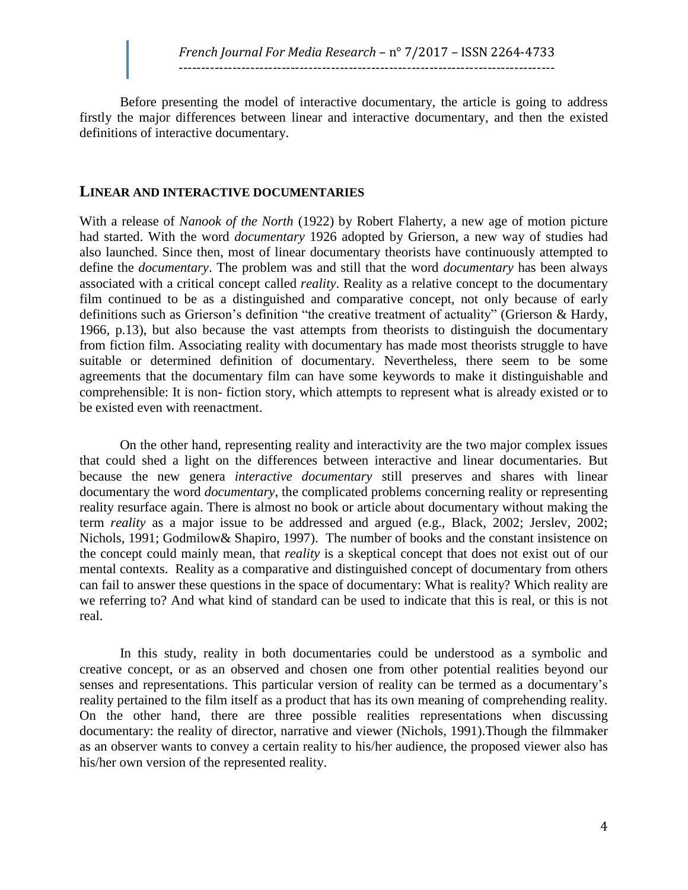Before presenting the model of interactive documentary, the article is going to address firstly the major differences between linear and interactive documentary, and then the existed definitions of interactive documentary.

## LINEAR AND INTERACTIVE DOCUMENTARIES

With a release of *Nanook of the North* (1922) by Robert Flaherty, a new age of motion picture had started. With the word *documentary* 1926 adopted by Grierson, a new way of studies had also launched. Since then, most of linear documentary theorists have continuously attempted to define the *documentary*. The problem was and still that the word *documentary* has been always associated with a critical concept called *reality*. Reality as a relative concept to the documentary film continued to be as a distinguished and comparative concept, not only because of early definitions such as Grierson's definition "the creative treatment of actuality" (Grierson & Hardy, 1966, p.13), but also because the vast attempts from theorists to distinguish the documentary from fiction film. Associating reality with documentary has made most theorists struggle to have suitable or determined definition of documentary. Nevertheless, there seem to be some agreements that the documentary film can have some keywords to make it distinguishable and comprehensible: It is non- fiction story, which attempts to represent what is already existed or to be existed even with reenactment.

On the other hand, representing reality and interactivity are the two major complex issues that could shed a light on the differences between interactive and linear documentaries. But because the new genera *interactive documentary* still preserves and shares with linear documentary the word *documentary*, the complicated problems concerning reality or representing reality resurface again. There is almost no book or article about documentary without making the term *reality* as a major issue to be addressed and argued (e.g., Black, 2002; Jerslev, 2002; Nichols, 1991; Godmilow& Shapiro, 1997). The number of books and the constant insistence on the concept could mainly mean, that *reality* is a skeptical concept that does not exist out of our mental contexts. Reality as a comparative and distinguished concept of documentary from others can fail to answer these questions in the space of documentary: What is reality? Which reality are we referring to? And what kind of standard can be used to indicate that this is real, or this is not real.

In this study, reality in both documentaries could be understood as a symbolic and creative concept, or as an observed and chosen one from other potential realities beyond our senses and representations. This particular version of reality can be termed as a documentary's reality pertained to the film itself as a product that has its own meaning of comprehending reality. On the other hand, there are three possible realities representations when discussing documentary: the reality of director, narrative and viewer (Nichols, 1991).Though the filmmaker as an observer wants to convey a certain reality to his/her audience, the proposed viewer also has his/her own version of the represented reality.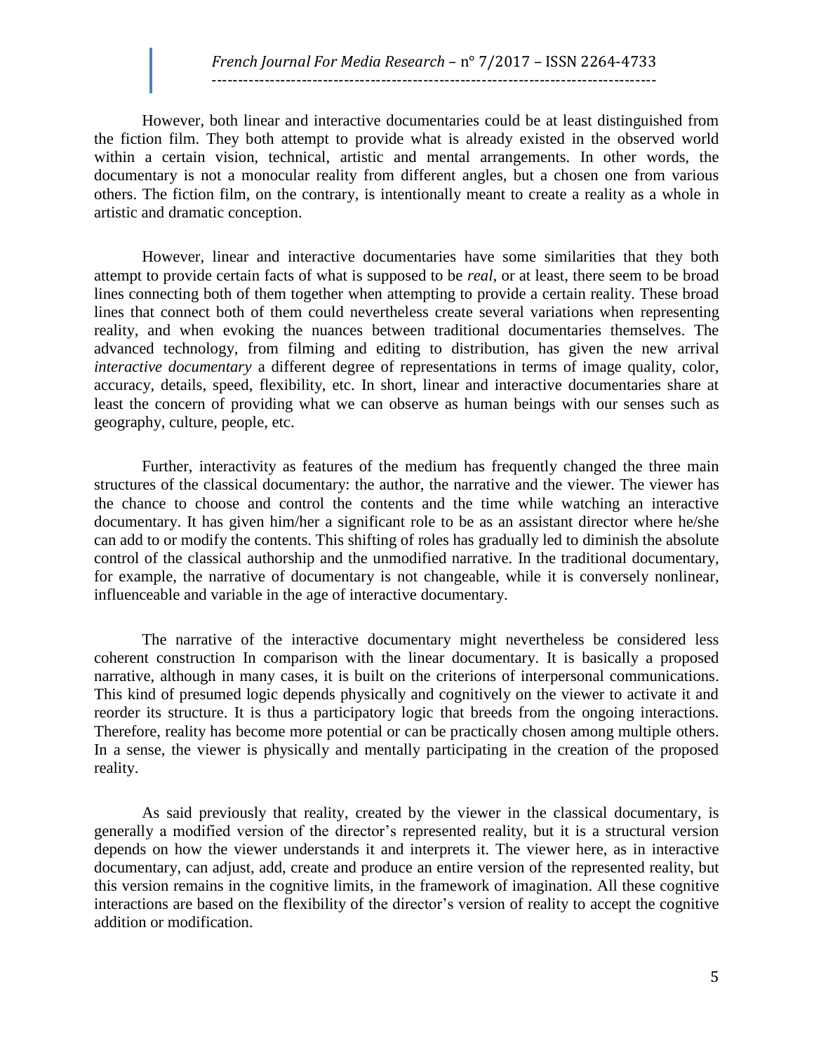However, both linear and interactive documentaries could be at least distinguished from the fiction film. They both attempt to provide what is already existed in the observed world within a certain vision, technical, artistic and mental arrangements. In other words, the documentary is not a monocular reality from different angles, but a chosen one from various others. The fiction film, on the contrary, is intentionally meant to create a reality as a whole in artistic and dramatic conception.

However, linear and interactive documentaries have some similarities that they both attempt to provide certain facts of what is supposed to be *real*, or at least, there seem to be broad lines connecting both of them together when attempting to provide a certain reality. These broad lines that connect both of them could nevertheless create several variations when representing reality, and when evoking the nuances between traditional documentaries themselves. The advanced technology, from filming and editing to distribution, has given the new arrival *interactive documentary* a different degree of representations in terms of image quality, color, accuracy, details, speed, flexibility, etc. In short, linear and interactive documentaries share at least the concern of providing what we can observe as human beings with our senses such as geography, culture, people, etc.

Further, interactivity as features of the medium has frequently changed the three main structures of the classical documentary: the author, the narrative and the viewer. The viewer has the chance to choose and control the contents and the time while watching an interactive documentary. It has given him/her a significant role to be as an assistant director where he/she can add to or modify the contents. This shifting of roles has gradually led to diminish the absolute control of the classical authorship and the unmodified narrative. In the traditional documentary, for example, the narrative of documentary is not changeable, while it is conversely nonlinear, influenceable and variable in the age of interactive documentary.

The narrative of the interactive documentary might nevertheless be considered less coherent construction In comparison with the linear documentary. It is basically a proposed narrative, although in many cases, it is built on the criterions of interpersonal communications. This kind of presumed logic depends physically and cognitively on the viewer to activate it and reorder its structure. It is thus a participatory logic that breeds from the ongoing interactions. Therefore, reality has become more potential or can be practically chosen among multiple others. In a sense, the viewer is physically and mentally participating in the creation of the proposed reality.

As said previously that reality, created by the viewer in the classical documentary, is generally a modified version of the director's represented reality, but it is a structural version depends on how the viewer understands it and interprets it. The viewer here, as in interactive documentary, can adjust, add, create and produce an entire version of the represented reality, but this version remains in the cognitive limits, in the framework of imagination. All these cognitive interactions are based on the flexibility of the director's version of reality to accept the cognitive addition or modification.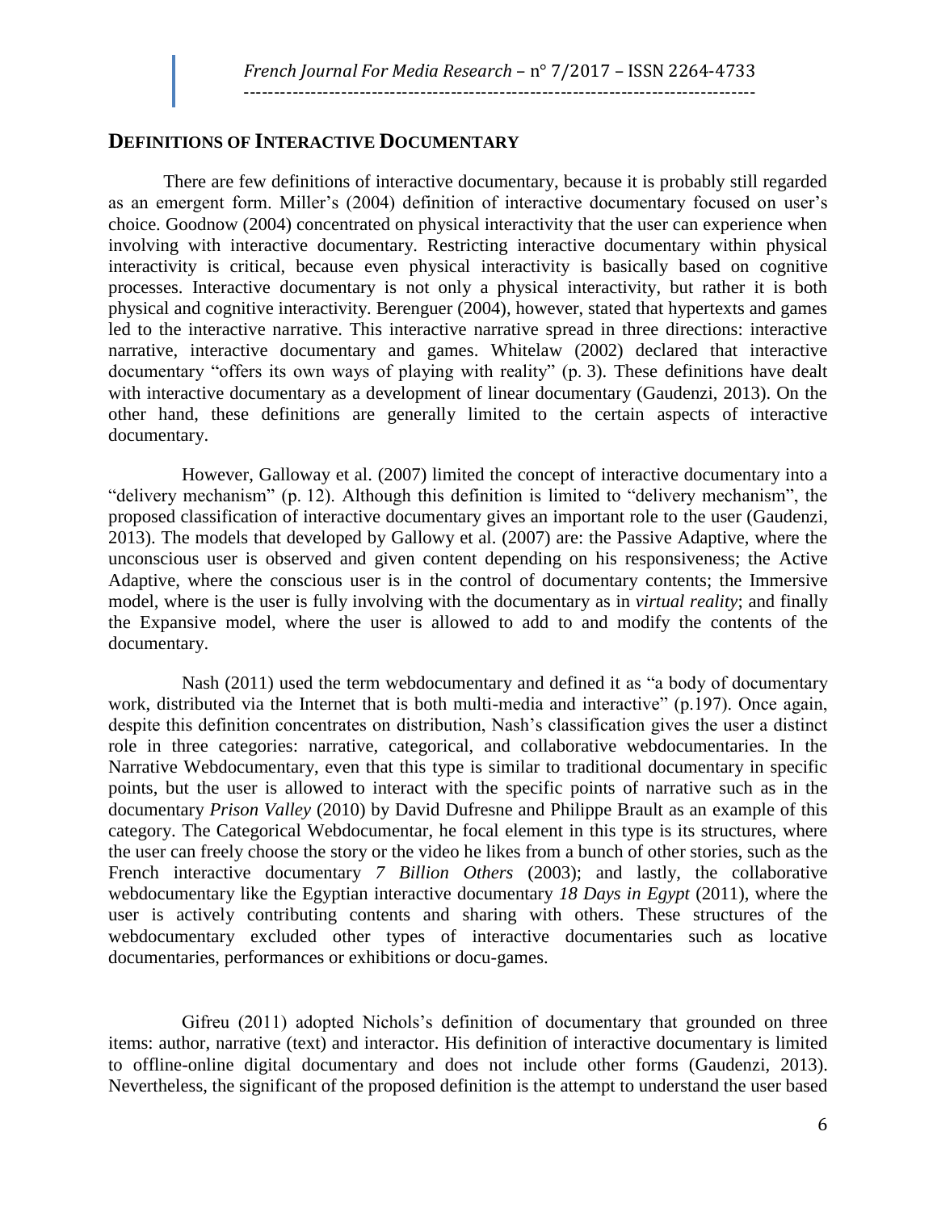## DEFINITIONS OF INTERACTIVE DOCUMENTARY

There are few definitions of interactive documentary, because it is probably still regarded as an emergent form. Miller's (2004) definition of interactive documentary focused on user's choice. Goodnow (2004) concentrated on physical interactivity that the user can experience when involving with interactive documentary. Restricting interactive documentary within physical interactivity is critical, because even physical interactivity is basically based on cognitive processes. Interactive documentary is not only a physical interactivity, but rather it is both physical and cognitive interactivity. Berenguer (2004), however, stated that hypertexts and games led to the interactive narrative. This interactive narrative spread in three directions: interactive narrative, interactive documentary and games. Whitelaw (2002) declared that interactive documentary "offers its own ways of playing with reality" (p. 3). These definitions have dealt with interactive documentary as a development of linear documentary (Gaudenzi, 2013). On the other hand, these definitions are generally limited to the certain aspects of interactive documentary.

However, Galloway et al. (2007) limited the concept of interactive documentary into a "delivery mechanism" (p. 12). Although this definition is limited to "delivery mechanism", the proposed classification of interactive documentary gives an important role to the user (Gaudenzi, 2013). The models that developed by Gallowy et al. (2007) are: the Passive Adaptive, where the unconscious user is observed and given content depending on his responsiveness; the Active Adaptive, where the conscious user is in the control of documentary contents; the Immersive model, where is the user is fully involving with the documentary as in *virtual reality*; and finally the Expansive model, where the user is allowed to add to and modify the contents of the documentary.

Nash (2011) used the term webdocumentary and defined it as "a body of documentary work, distributed via the Internet that is both multi-media and interactive" (p.197). Once again, despite this definition concentrates on distribution, Nash's classification gives the user a distinct role in three categories: narrative, categorical, and collaborative webdocumentaries. In the Narrative Webdocumentary, even that this type is similar to traditional documentary in specific points, but the user is allowed to interact with the specific points of narrative such as in the documentary *Prison Valley* (2010) by David Dufresne and Philippe Brault as an example of this category. The Categorical Webdocumentar, he focal element in this type is its structures, where the user can freely choose the story or the video he likes from a bunch of other stories, such as the French interactive documentary *7 Billion Others* (2003); and lastly, the collaborative webdocumentary like the Egyptian interactive documentary *18 Days in Egypt* (2011), where the user is actively contributing contents and sharing with others. These structures of the webdocumentary excluded other types of interactive documentaries such as locative documentaries, performances or exhibitions or docu-games.

Gifreu (2011) adopted Nichols's definition of documentary that grounded on three items: author, narrative (text) and interactor. His definition of interactive documentary is limited to offline-online digital documentary and does not include other forms (Gaudenzi, 2013). Nevertheless, the significant of the proposed definition is the attempt to understand the user based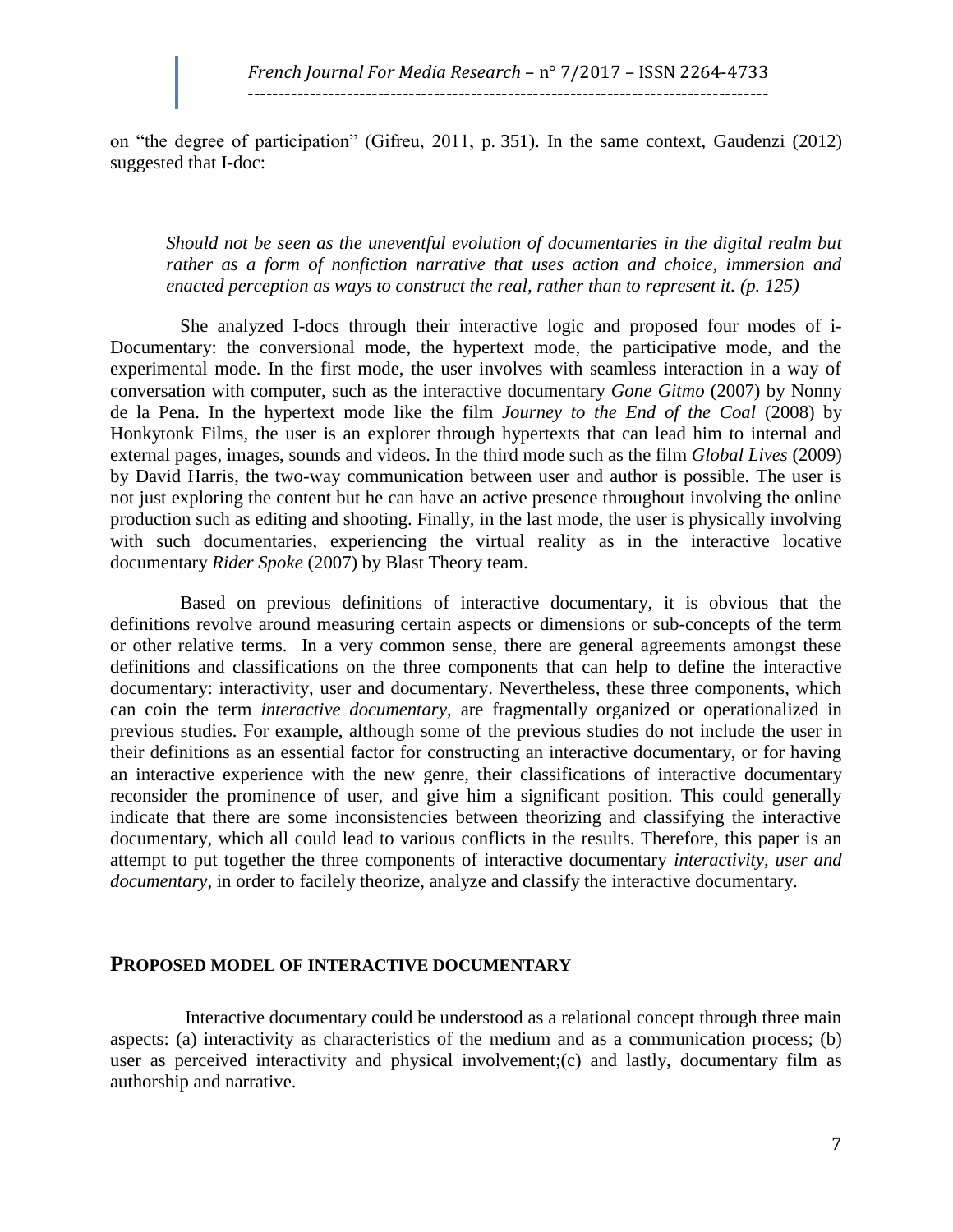on "the degree of participation" (Gifreu, 2011, p. 351). In the same context, Gaudenzi (2012) suggested that I-doc:

> *Should not be seen as the uneventful evolution of documentaries in the digital realm but rather as a form of nonfiction narrative that uses action and choice, immersion and enacted perception as ways to construct the real, rather than to represent it. (p. 125)*

She analyzed I-docs through their interactive logic and proposed four modes of i-Documentary: the conversional mode, the hypertext mode, the participative mode, and the experimental mode. In the first mode, the user involves with seamless interaction in a way of conversation with computer, such as the interactive documentary *Gone Gitmo* (2007) by Nonny de la Pena. In the hypertext mode like the film *Journey to the End of the Coal* (2008) by Honkytonk Films, the user is an explorer through hypertexts that can lead him to internal and external pages, images, sounds and videos. In the third mode such as the film *Global Lives* (2009) by David Harris, the two-way communication between user and author is possible. The user is not just exploring the content but he can have an active presence throughout involving the online production such as editing and shooting. Finally, in the last mode, the user is physically involving with such documentaries, experiencing the virtual reality as in the interactive locative documentary *Rider Spoke* (2007) by Blast Theory team.

Based on previous definitions of interactive documentary, it is obvious that the definitions revolve around measuring certain aspects or dimensions or sub-concepts of the term or other relative terms. In a very common sense, there are general agreements amongst these definitions and classifications on the three components that can help to define the interactive documentary: interactivity, user and documentary. Nevertheless, these three components, which can coin the term *interactive documentary*, are fragmentally organized or operationalized in previous studies. For example, although some of the previous studies do not include the user in their definitions as an essential factor for constructing an interactive documentary, or for having an interactive experience with the new genre, their classifications of interactive documentary reconsider the prominence of user, and give him a significant position. This could generally indicate that there are some inconsistencies between theorizing and classifying the interactive documentary, which all could lead to various conflicts in the results. Therefore, this paper is an attempt to put together the three components of interactive documentary *interactivity, user and documentary*, in order to facilely theorize, analyze and classify the interactive documentary.

## PROPOSED MODEL OF INTERACTIVE DOCUMENTARY

Interactive documentary could be understood as a relational concept through three main aspects: (a) interactivity as characteristics of the medium and as a communication process; (b) user as perceived interactivity and physical involvement;(c) and lastly, documentary film as authorship and narrative.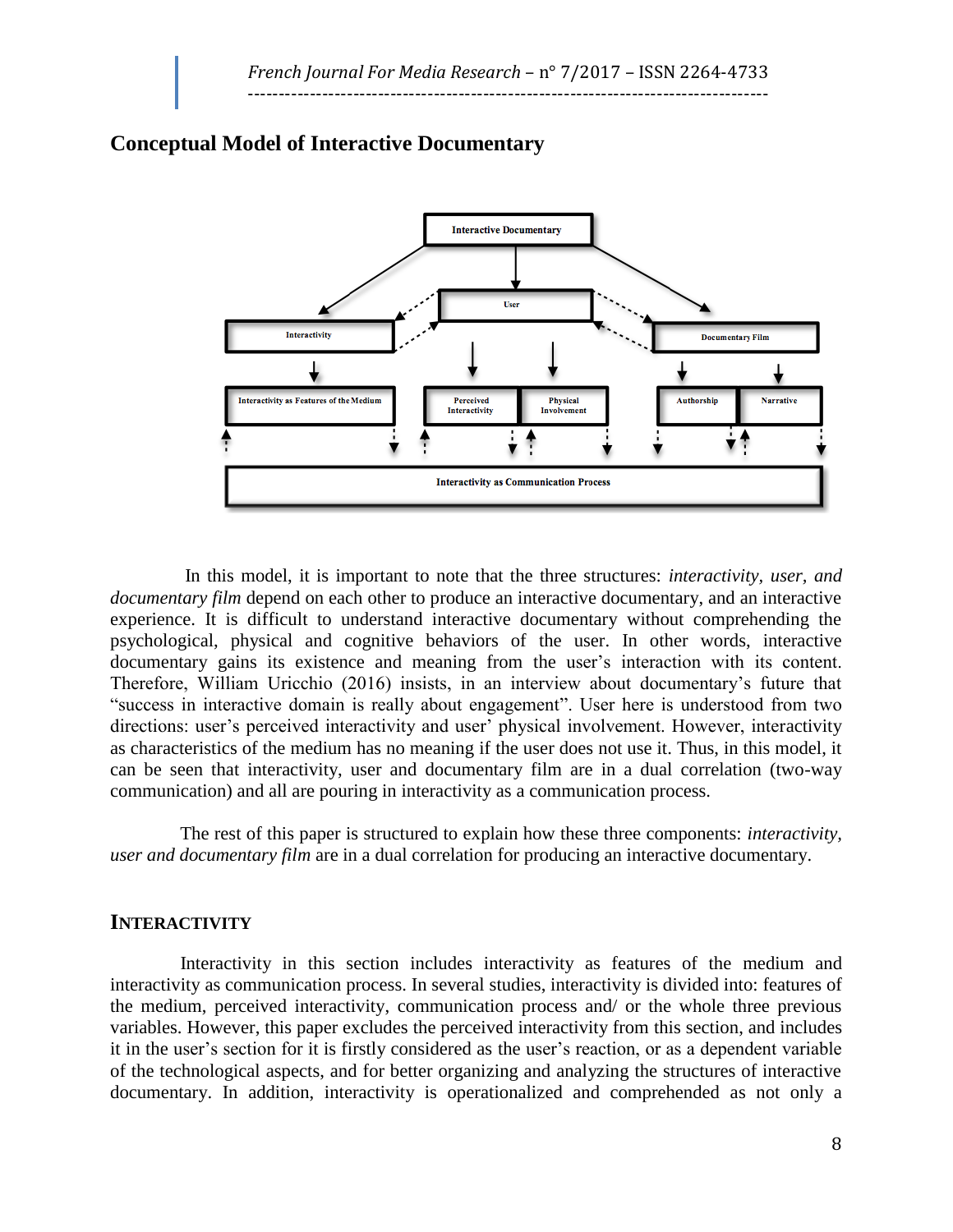## Conceptual Model of Interactive Documentary

In this model, it is important to note that the three structures: *interactivity, user, and documentary film* depend on each other to produce an interactive documentary, and an interactive experience. It is difficult to understand interactive documentary without comprehending the psychological, physical and cognitive behaviors of the user. In other words, interactive documentary gains its existence and meaning from the user's interaction with its content. Therefore, William Uricchio (2016) insists, in an interview about documentary's future that "success in interactive domain is really about engagement". User here is understood from two directions: user's perceived interactivity and user' physical involvement. However, interactivity as characteristics of the medium has no meaning if the user does not use it. Thus, in this model, it can be seen that interactivity, user and documentary film are in a dual correlation (two-way communication) and all are pouring in interactivity as a communication process.

The rest of this paper is structured to explain how these three components: *interactivity, user and documentary film* are in a dual correlation for producing an interactive documentary.

## INTERACTIVITY

Interactivity in this section includes interactivity as features of the medium and interactivity as communication process. In several studies, interactivity is divided into: features of the medium, perceived interactivity, communication process and/ or the whole three previous variables. However, this paper excludes the perceived interactivity from this section, and includes it in the user's section for it is firstly considered as the user's reaction, or as a dependent variable of the technological aspects, and for better organizing and analyzing the structures of interactive documentary. In addition, interactivity is operationalized and comprehended as not only a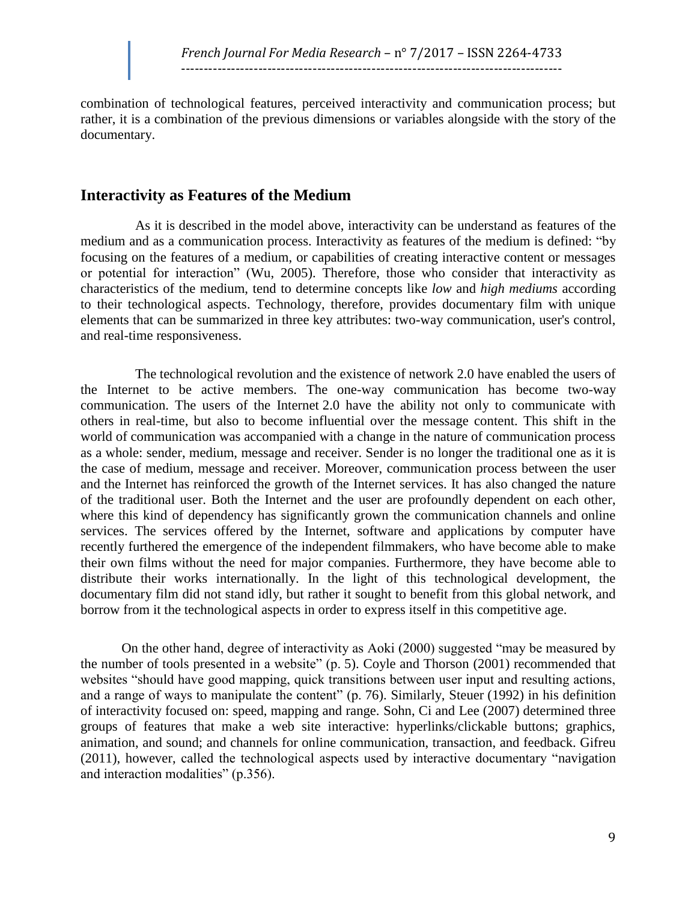combination of technological features, perceived interactivity and communication process; but rather, it is a combination of the previous dimensions or variables alongside with the story of the documentary.

## Interactivity as Features of the Medium

As it is described in the model above, interactivity can be understand as features of the medium and as a communication process. Interactivity as features of the medium is defined: "by focusing on the features of a medium, or capabilities of creating interactive content or messages or potential for interaction" (Wu, 2005). Therefore, those who consider that interactivity as characteristics of the medium, tend to determine concepts like *low* and *high mediums* according to their technological aspects. Technology, therefore, provides documentary film with unique elements that can be summarized in three key attributes: two-way communication, user's control, and real-time responsiveness.

The technological revolution and the existence of network 2.0 have enabled the users of the Internet to be active members. The one-way communication has become two-way communication. The users of the Internet 2.0 have the ability not only to communicate with others in real-time, but also to become influential over the message content. This shift in the world of communication was accompanied with a change in the nature of communication process as a whole: sender, medium, message and receiver. Sender is no longer the traditional one as it is the case of medium, message and receiver. Moreover, communication process between the user and the Internet has reinforced the growth of the Internet services. It has also changed the nature of the traditional user. Both the Internet and the user are profoundly dependent on each other, where this kind of dependency has significantly grown the communication channels and online services. The services offered by the Internet, software and applications by computer have recently furthered the emergence of the independent filmmakers, who have become able to make their own films without the need for major companies. Furthermore, they have become able to distribute their works internationally. In the light of this technological development, the documentary film did not stand idly, but rather it sought to benefit from this global network, and borrow from it the technological aspects in order to express itself in this competitive age.

On the other hand, degree of interactivity as Aoki (2000) suggested "may be measured by the number of tools presented in a website" (p. 5). Coyle and Thorson (2001) recommended that websites "should have good mapping, quick transitions between user input and resulting actions, and a range of ways to manipulate the content" (p. 76). Similarly, Steuer (1992) in his definition of interactivity focused on: speed, mapping and range. Sohn, Ci and Lee (2007) determined three groups of features that make a web site interactive: hyperlinks/clickable buttons; graphics, animation, and sound; and channels for online communication, transaction, and feedback. Gifreu (2011), however, called the technological aspects used by interactive documentary "navigation and interaction modalities" (p.356).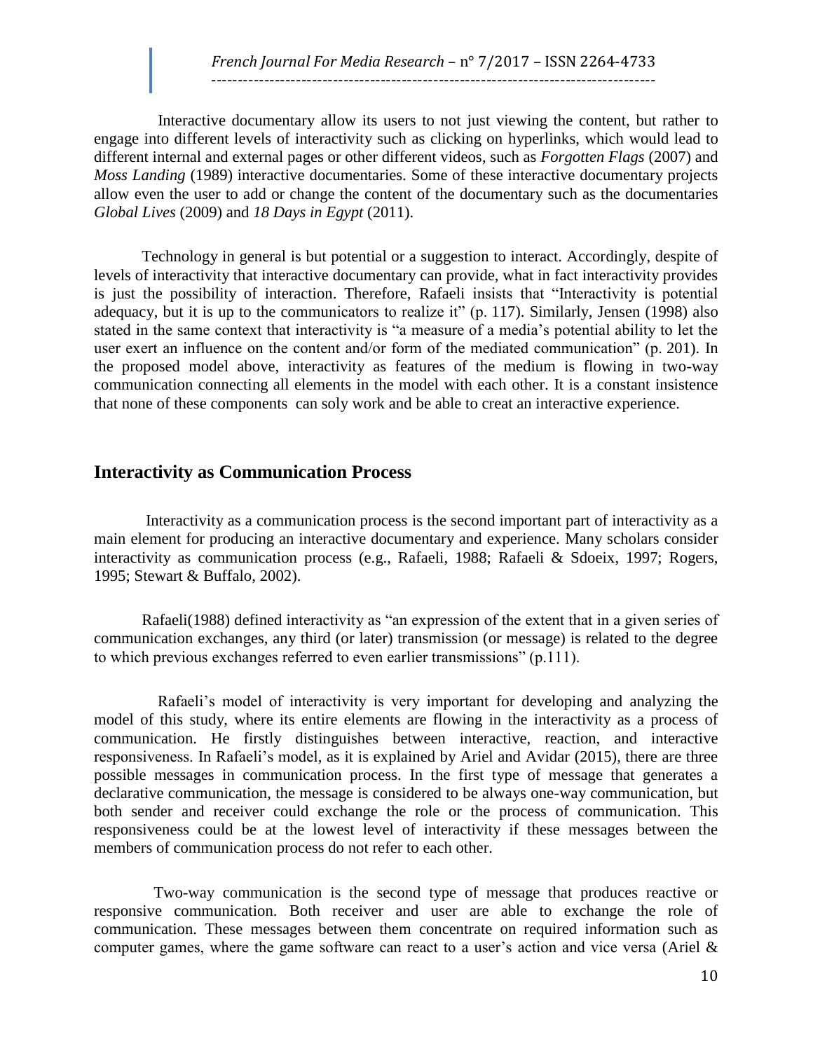Interactive documentary allow its users to not just viewing the content, but rather to engage into different levels of interactivity such as clicking on hyperlinks, which would lead to different internal and external pages or other different videos, such as *Forgotten Flags* (2007) and *Moss Landing* (1989) interactive documentaries. Some of these interactive documentary projects allow even the user to add or change the content of the documentary such as the documentaries *Global Lives* (2009) and *18 Days in Egypt* (2011).

Technology in general is but potential or a suggestion to interact. Accordingly, despite of levels of interactivity that interactive documentary can provide, what in fact interactivity provides is just the possibility of interaction. Therefore, Rafaeli insists that "Interactivity is potential adequacy, but it is up to the communicators to realize it" (p. 117). Similarly, Jensen (1998) also stated in the same context that interactivity is "a measure of a media's potential ability to let the user exert an influence on the content and/or form of the mediated communication" (p. 201). In the proposed model above, interactivity as features of the medium is flowing in two-way communication connecting all elements in the model with each other. It is a constant insistence that none of these components can soly work and be able to creat an interactive experience.

## Interactivity as Communication Process

Interactivity as a communication process is the second important part of interactivity as a main element for producing an interactive documentary and experience. Many scholars consider interactivity as communication process (e.g., Rafaeli, 1988; Rafaeli & Sdoeix, 1997; Rogers, 1995; Stewart & Buffalo, 2002).

Rafaeli(1988) defined interactivity as "an expression of the extent that in a given series of communication exchanges, any third (or later) transmission (or message) is related to the degree to which previous exchanges referred to even earlier transmissions" (p.111).

Rafaeli's model of interactivity is very important for developing and analyzing the model of this study, where its entire elements are flowing in the interactivity as a process of communication. He firstly distinguishes between interactive, reaction, and interactive responsiveness. In Rafaeli's model, as it is explained by Ariel and Avidar (2015), there are three possible messages in communication process. In the first type of message that generates a declarative communication, the message is considered to be always one-way communication, but both sender and receiver could exchange the role or the process of communication. This responsiveness could be at the lowest level of interactivity if these messages between the members of communication process do not refer to each other.

Two-way communication is the second type of message that produces reactive or responsive communication. Both receiver and user are able to exchange the role of communication. These messages between them concentrate on required information such as computer games, where the game software can react to a user's action and vice versa (Ariel &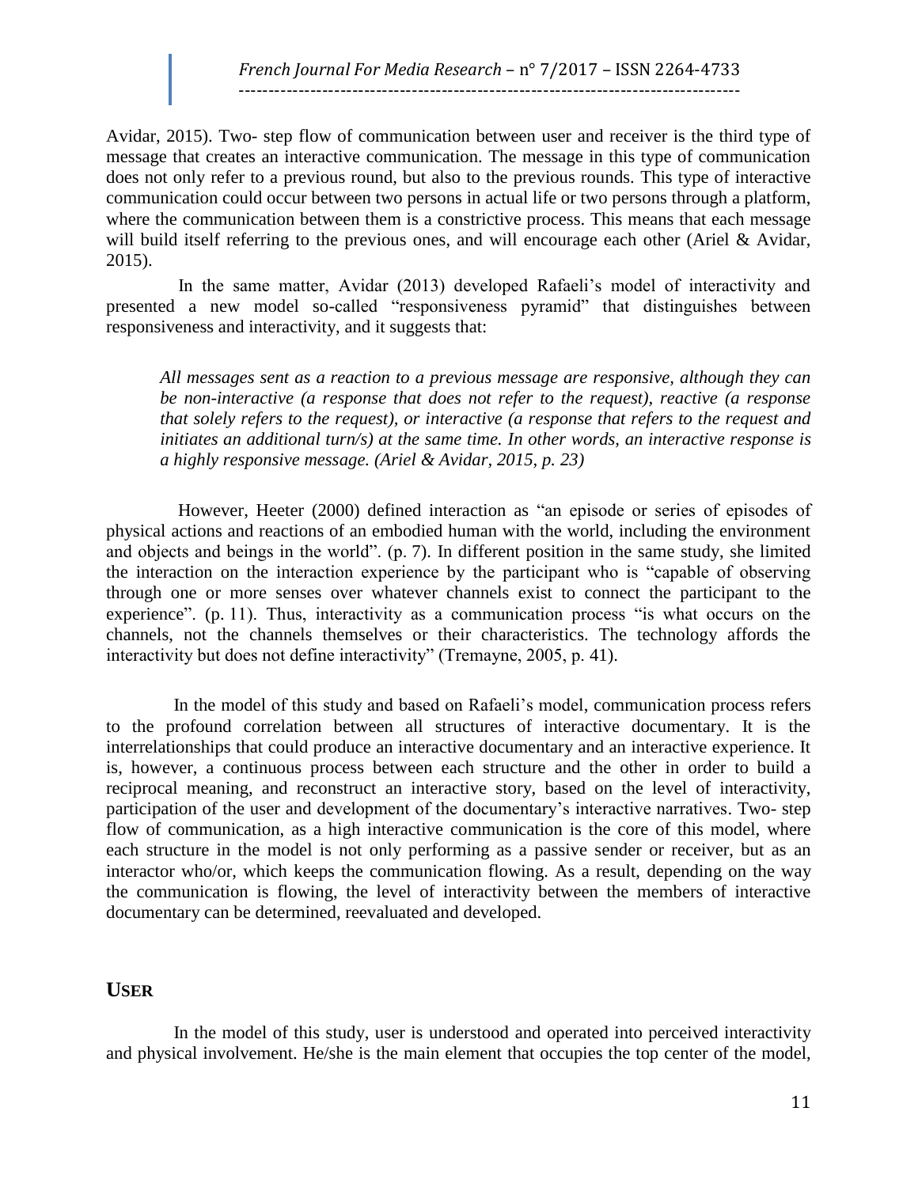Avidar, 2015). Two- step flow of communication between user and receiver is the third type of message that creates an interactive communication. The message in this type of communication does not only refer to a previous round, but also to the previous rounds. This type of interactive communication could occur between two persons in actual life or two persons through a platform, where the communication between them is a constrictive process. This means that each message will build itself referring to the previous ones, and will encourage each other (Ariel & Avidar, 2015).

In the same matter, Avidar (2013) developed Rafaeli's model of interactivity and presented a new model so-called "responsiveness pyramid" that distinguishes between responsiveness and interactivity, and it suggests that:

> *All messages sent as a reaction to a previous message are responsive, although they can be non-interactive (a response that does not refer to the request), reactive (a response that solely refers to the request), or interactive (a response that refers to the request and initiates an additional turn/s) at the same time. In other words, an interactive response is a highly responsive message. (Ariel & Avidar, 2015, p. 23)*

However, Heeter (2000) defined interaction as "an episode or series of episodes of physical actions and reactions of an embodied human with the world, including the environment and objects and beings in the world". (p. 7). In different position in the same study, she limited the interaction on the interaction experience by the participant who is "capable of observing through one or more senses over whatever channels exist to connect the participant to the experience". (p. 11). Thus, interactivity as a communication process "is what occurs on the channels, not the channels themselves or their characteristics. The technology affords the interactivity but does not define interactivity" (Tremayne, 2005, p. 41).

In the model of this study and based on Rafaeli's model, communication process refers to the profound correlation between all structures of interactive documentary. It is the interrelationships that could produce an interactive documentary and an interactive experience. It is, however, a continuous process between each structure and the other in order to build a reciprocal meaning, and reconstruct an interactive story, based on the level of interactivity, participation of the user and development of the documentary's interactive narratives. Two- step flow of communication, as a high interactive communication is the core of this model, where each structure in the model is not only performing as a passive sender or receiver, but as an interactor who/or, which keeps the communication flowing. As a result, depending on the way the communication is flowing, the level of interactivity between the members of interactive documentary can be determined, reevaluated and developed.

## USER

In the model of this study, user is understood and operated into perceived interactivity and physical involvement. He/she is the main element that occupies the top center of the model,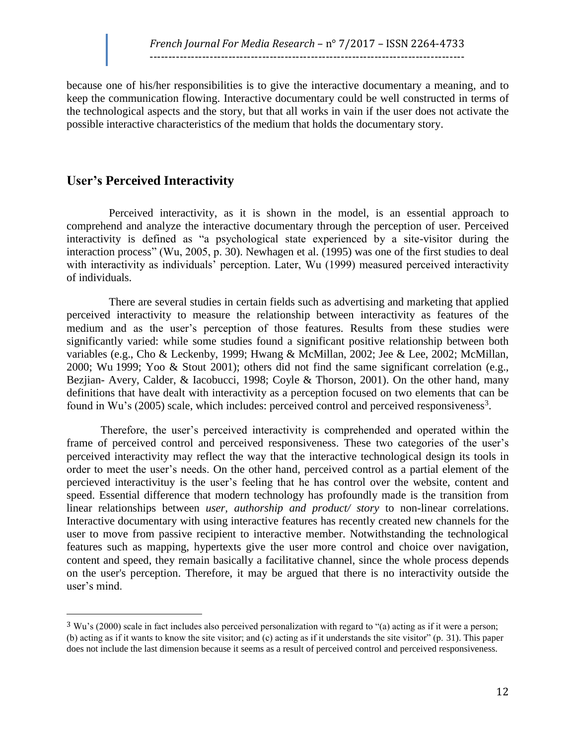because one of his/her responsibilities is to give the interactive documentary a meaning, and to keep the communication flowing. Interactive documentary could be well constructed in terms of the technological aspects and the story, but that all works in vain if the user does not activate the possible interactive characteristics of the medium that holds the documentary story.

## User's Perceived Interactivity

Perceived interactivity, as it is shown in the model, is an essential approach to comprehend and analyze the interactive documentary through the perception of user. Perceived interactivity is defined as "a psychological state experienced by a site-visitor during the interaction process" (Wu, 2005, p. 30). Newhagen et al. (1995) was one of the first studies to deal with interactivity as individuals' perception. Later, Wu (1999) measured perceived interactivity of individuals.

There are several studies in certain fields such as advertising and marketing that applied perceived interactivity to measure the relationship between interactivity as features of the medium and as the user's perception of those features. Results from these studies were significantly varied: while some studies found a significant positive relationship between both variables (e.g., Cho & Leckenby, 1999; Hwang & McMillan, 2002; Jee & Lee, 2002; McMillan, 2000; Wu 1999; Yoo & Stout 2001); others did not find the same significant correlation (e.g., Bezjian- Avery, Calder, & Iacobucci, 1998; Coyle & Thorson, 2001). On the other hand, many definitions that have dealt with interactivity as a perception focused on two elements that can be found in Wu's (2005) scale, which includes: perceived control and perceived responsiveness[3].

Therefore, the user's perceived interactivity is comprehended and operated within the frame of perceived control and perceived responsiveness. These two categories of the user's perceived interactivity may reflect the way that the interactive technological design its tools in order to meet the user's needs. On the other hand, perceived control as a partial element of the percieved interactivituy is the user's feeling that he has control over the website, content and speed. Essential difference that modern technology has profoundly made is the transition from linear relationships between *user, authorship and product/ story* to non-linear correlations. Interactive documentary with using interactive features has recently created new channels for the user to move from passive recipient to interactive member. Notwithstanding the technological features such as mapping, hypertexts give the user more control and choice over navigation, content and speed, they remain basically a facilitative channel, since the whole process depends on the user's perception. Therefore, it may be argued that there is no interactivity outside the user's mind.

---

[3] Wu's (2000) scale in fact includes also perceived personalization with regard to "(a) acting as if it were a person; (b) acting as if it wants to know the site visitor; and (c) acting as if it understands the site visitor" (p. 31). This paper does not include the last dimension because it seems as a result of perceived control and perceived responsiveness.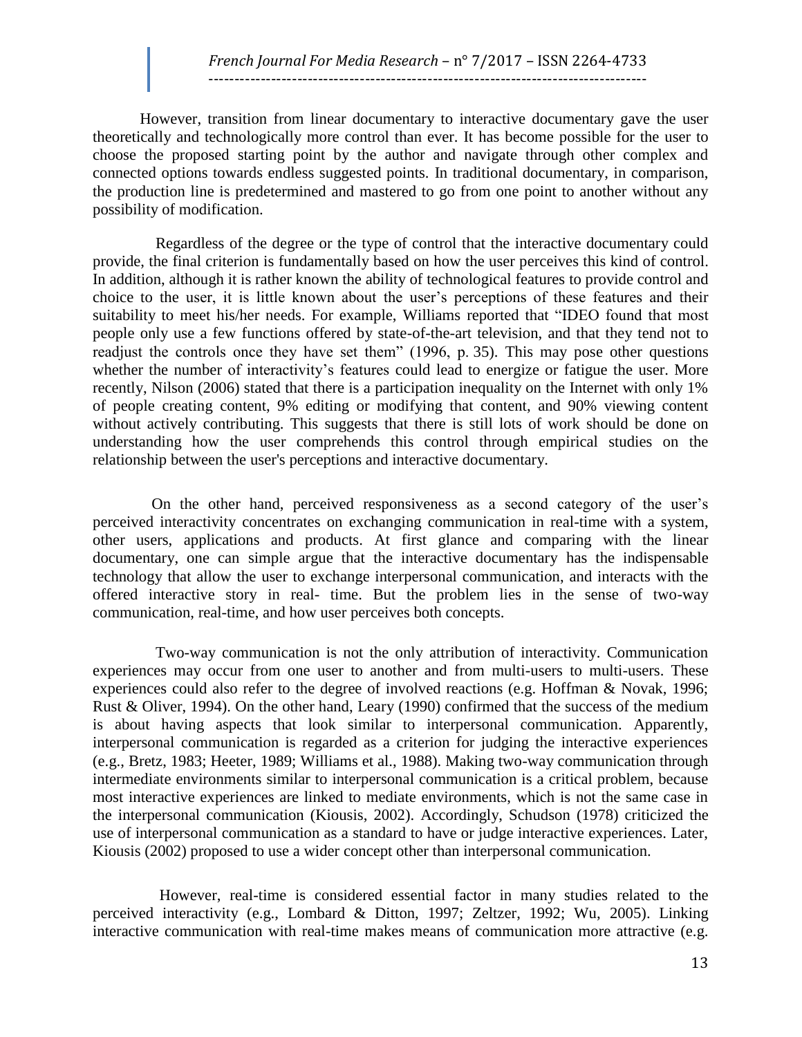However, transition from linear documentary to interactive documentary gave the user theoretically and technologically more control than ever. It has become possible for the user to choose the proposed starting point by the author and navigate through other complex and connected options towards endless suggested points. In traditional documentary, in comparison, the production line is predetermined and mastered to go from one point to another without any possibility of modification.

Regardless of the degree or the type of control that the interactive documentary could provide, the final criterion is fundamentally based on how the user perceives this kind of control. In addition, although it is rather known the ability of technological features to provide control and choice to the user, it is little known about the user's perceptions of these features and their suitability to meet his/her needs. For example, Williams reported that "IDEO found that most people only use a few functions offered by state-of-the-art television, and that they tend not to readjust the controls once they have set them" (1996, p. 35). This may pose other questions whether the number of interactivity's features could lead to energize or fatigue the user. More recently, Nilson (2006) stated that there is a participation inequality on the Internet with only 1% of people creating content, 9% editing or modifying that content, and 90% viewing content without actively contributing. This suggests that there is still lots of work should be done on understanding how the user comprehends this control through empirical studies on the relationship between the user's perceptions and interactive documentary.

On the other hand, perceived responsiveness as a second category of the user's perceived interactivity concentrates on exchanging communication in real-time with a system, other users, applications and products. At first glance and comparing with the linear documentary, one can simple argue that the interactive documentary has the indispensable technology that allow the user to exchange interpersonal communication, and interacts with the offered interactive story in real- time. But the problem lies in the sense of two-way communication, real-time, and how user perceives both concepts.

Two-way communication is not the only attribution of interactivity. Communication experiences may occur from one user to another and from multi-users to multi-users. These experiences could also refer to the degree of involved reactions (e.g. Hoffman & Novak, 1996; Rust & Oliver, 1994). On the other hand, Leary (1990) confirmed that the success of the medium is about having aspects that look similar to interpersonal communication. Apparently, interpersonal communication is regarded as a criterion for judging the interactive experiences (e.g., Bretz, 1983; Heeter, 1989; Williams et al., 1988). Making two-way communication through intermediate environments similar to interpersonal communication is a critical problem, because most interactive experiences are linked to mediate environments, which is not the same case in the interpersonal communication (Kiousis, 2002). Accordingly, Schudson (1978) criticized the use of interpersonal communication as a standard to have or judge interactive experiences. Later, Kiousis (2002) proposed to use a wider concept other than interpersonal communication.

However, real-time is considered essential factor in many studies related to the perceived interactivity (e.g., Lombard & Ditton, 1997; Zeltzer, 1992; Wu, 2005). Linking interactive communication with real-time makes means of communication more attractive (e.g.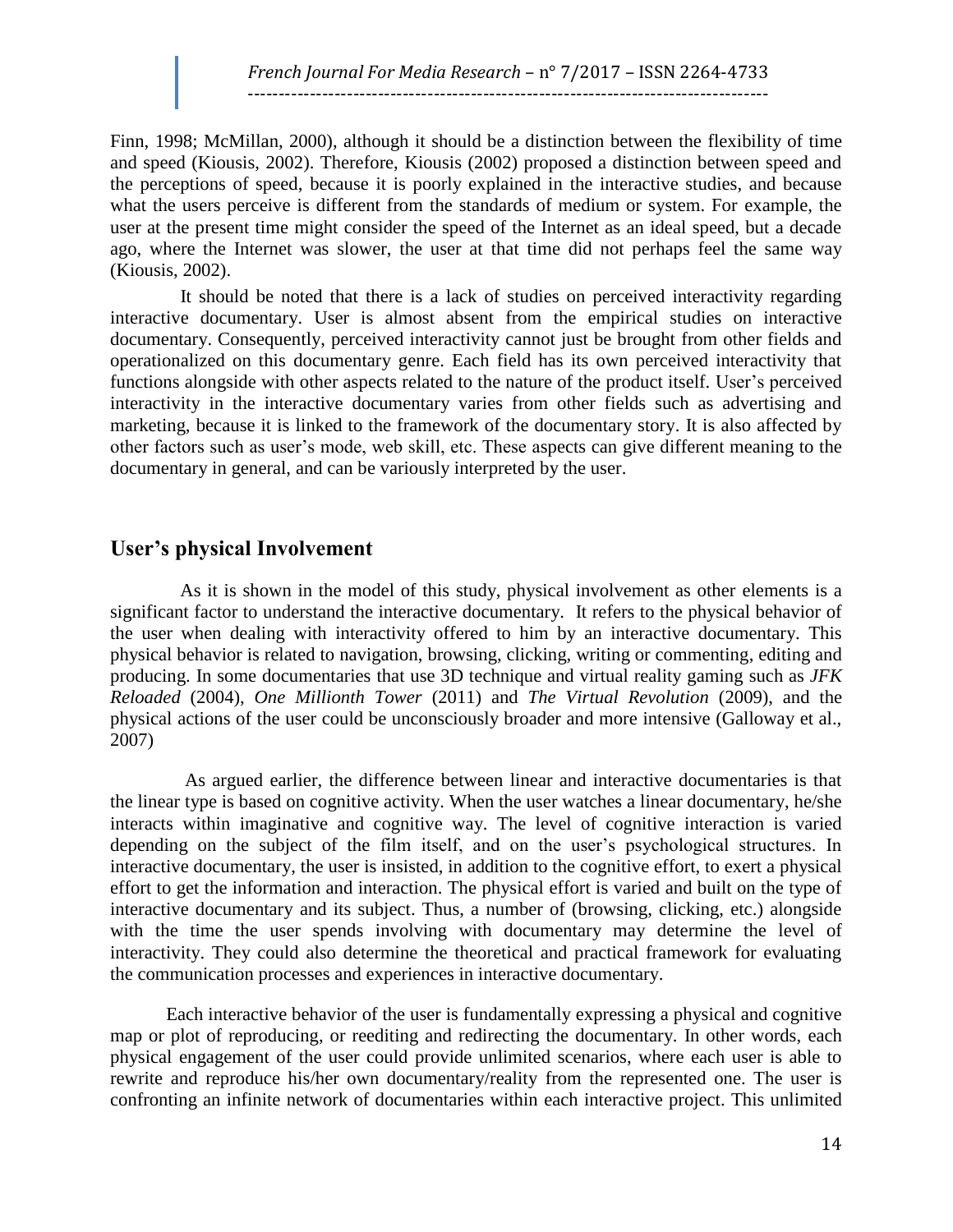Finn, 1998; McMillan, 2000), although it should be a distinction between the flexibility of time and speed (Kiousis, 2002). Therefore, Kiousis (2002) proposed a distinction between speed and the perceptions of speed, because it is poorly explained in the interactive studies, and because what the users perceive is different from the standards of medium or system. For example, the user at the present time might consider the speed of the Internet as an ideal speed, but a decade ago, where the Internet was slower, the user at that time did not perhaps feel the same way (Kiousis, 2002).

It should be noted that there is a lack of studies on perceived interactivity regarding interactive documentary. User is almost absent from the empirical studies on interactive documentary. Consequently, perceived interactivity cannot just be brought from other fields and operationalized on this documentary genre. Each field has its own perceived interactivity that functions alongside with other aspects related to the nature of the product itself. User's perceived interactivity in the interactive documentary varies from other fields such as advertising and marketing, because it is linked to the framework of the documentary story. It is also affected by other factors such as user's mode, web skill, etc. These aspects can give different meaning to the documentary in general, and can be variously interpreted by the user.

## User's physical Involvement

As it is shown in the model of this study, physical involvement as other elements is a significant factor to understand the interactive documentary. It refers to the physical behavior of the user when dealing with interactivity offered to him by an interactive documentary. This physical behavior is related to navigation, browsing, clicking, writing or commenting, editing and producing. In some documentaries that use 3D technique and virtual reality gaming such as *JFK Reloaded* (2004), *One Millionth Tower* (2011) and *The Virtual Revolution* (2009), and the physical actions of the user could be unconsciously broader and more intensive (Galloway et al., 2007)

As argued earlier, the difference between linear and interactive documentaries is that the linear type is based on cognitive activity. When the user watches a linear documentary, he/she interacts within imaginative and cognitive way. The level of cognitive interaction is varied depending on the subject of the film itself, and on the user's psychological structures. In interactive documentary, the user is insisted, in addition to the cognitive effort, to exert a physical effort to get the information and interaction. The physical effort is varied and built on the type of interactive documentary and its subject. Thus, a number of (browsing, clicking, etc.) alongside with the time the user spends involving with documentary may determine the level of interactivity. They could also determine the theoretical and practical framework for evaluating the communication processes and experiences in interactive documentary.

Each interactive behavior of the user is fundamentally expressing a physical and cognitive map or plot of reproducing, or reediting and redirecting the documentary. In other words, each physical engagement of the user could provide unlimited scenarios, where each user is able to rewrite and reproduce his/her own documentary/reality from the represented one. The user is confronting an infinite network of documentaries within each interactive project. This unlimited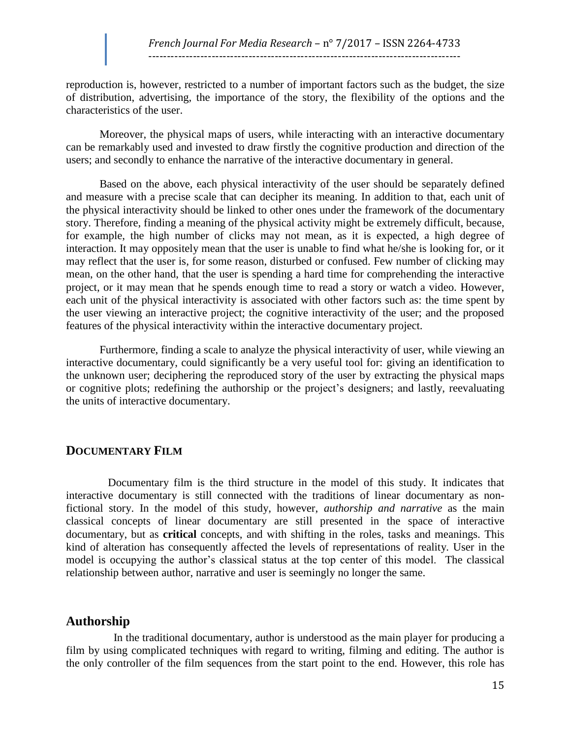reproduction is, however, restricted to a number of important factors such as the budget, the size of distribution, advertising, the importance of the story, the flexibility of the options and the characteristics of the user.

Moreover, the physical maps of users, while interacting with an interactive documentary can be remarkably used and invested to draw firstly the cognitive production and direction of the users; and secondly to enhance the narrative of the interactive documentary in general.

Based on the above, each physical interactivity of the user should be separately defined and measure with a precise scale that can decipher its meaning. In addition to that, each unit of the physical interactivity should be linked to other ones under the framework of the documentary story. Therefore, finding a meaning of the physical activity might be extremely difficult, because, for example, the high number of clicks may not mean, as it is expected, a high degree of interaction. It may oppositely mean that the user is unable to find what he/she is looking for, or it may reflect that the user is, for some reason, disturbed or confused. Few number of clicking may mean, on the other hand, that the user is spending a hard time for comprehending the interactive project, or it may mean that he spends enough time to read a story or watch a video. However, each unit of the physical interactivity is associated with other factors such as: the time spent by the user viewing an interactive project; the cognitive interactivity of the user; and the proposed features of the physical interactivity within the interactive documentary project.

Furthermore, finding a scale to analyze the physical interactivity of user, while viewing an interactive documentary, could significantly be a very useful tool for: giving an identification to the unknown user; deciphering the reproduced story of the user by extracting the physical maps or cognitive plots; redefining the authorship or the project's designers; and lastly, reevaluating the units of interactive documentary.

## DOCUMENTARY FILM

Documentary film is the third structure in the model of this study. It indicates that interactive documentary is still connected with the traditions of linear documentary as non-fictional story. In the model of this study, however, *authorship and narrative* as the main classical concepts of linear documentary are still presented in the space of interactive documentary, but as **critical** concepts, and with shifting in the roles, tasks and meanings. This kind of alteration has consequently affected the levels of representations of reality. User in the model is occupying the author's classical status at the top center of this model. The classical relationship between author, narrative and user is seemingly no longer the same.

## Authorship

In the traditional documentary, author is understood as the main player for producing a film by using complicated techniques with regard to writing, filming and editing. The author is the only controller of the film sequences from the start point to the end. However, this role has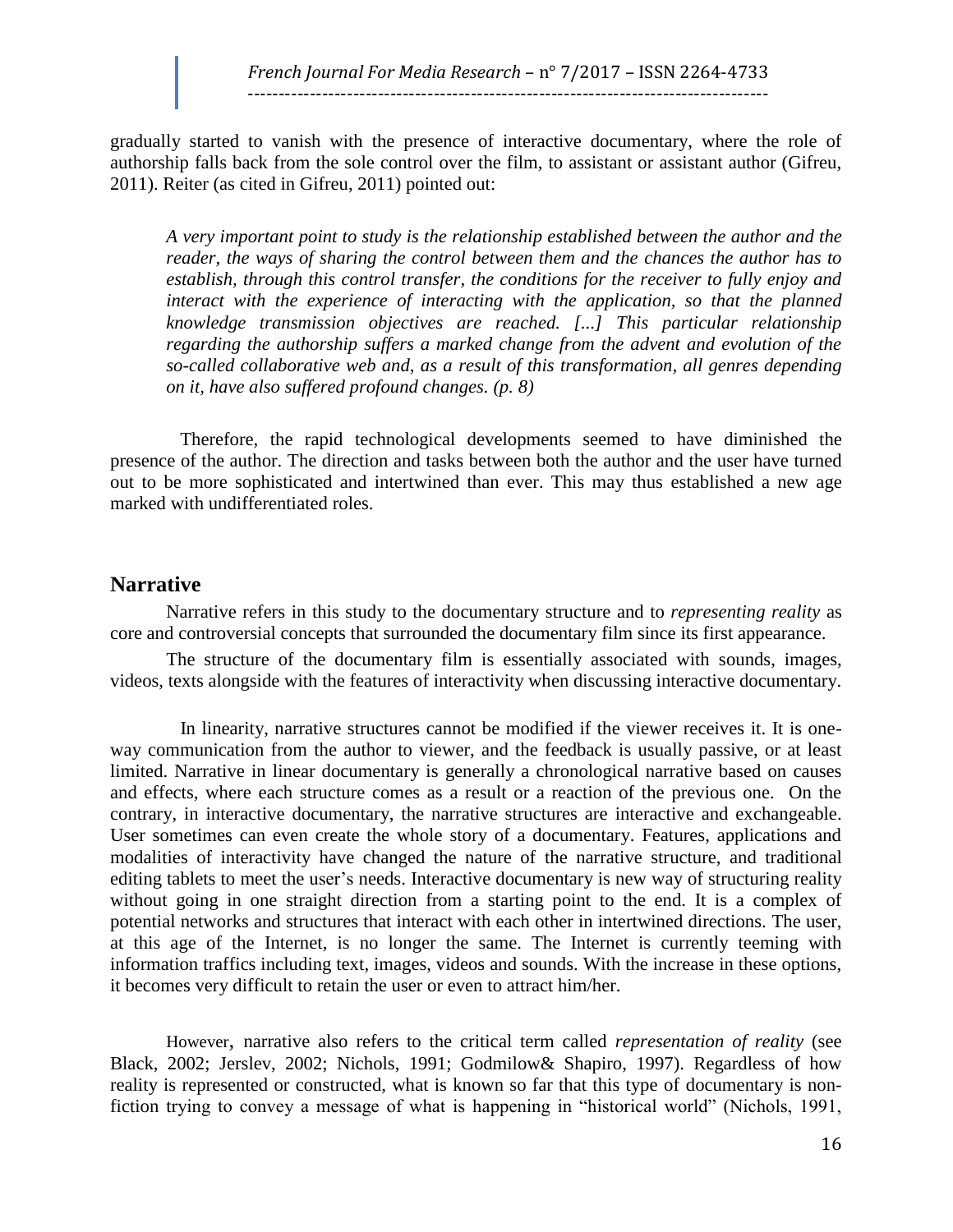gradually started to vanish with the presence of interactive documentary, where the role of authorship falls back from the sole control over the film, to assistant or assistant author (Gifreu, 2011). Reiter (as cited in Gifreu, 2011) pointed out:

> *A very important point to study is the relationship established between the author and the reader, the ways of sharing the control between them and the chances the author has to establish, through this control transfer, the conditions for the receiver to fully enjoy and interact with the experience of interacting with the application, so that the planned knowledge transmission objectives are reached. [...] This particular relationship regarding the authorship suffers a marked change from the advent and evolution of the so-called collaborative web and, as a result of this transformation, all genres depending on it, have also suffered profound changes. (p. 8)*

Therefore, the rapid technological developments seemed to have diminished the presence of the author. The direction and tasks between both the author and the user have turned out to be more sophisticated and intertwined than ever. This may thus established a new age marked with undifferentiated roles.

## Narrative

Narrative refers in this study to the documentary structure and to *representing reality* as core and controversial concepts that surrounded the documentary film since its first appearance.

The structure of the documentary film is essentially associated with sounds, images, videos, texts alongside with the features of interactivity when discussing interactive documentary.

In linearity, narrative structures cannot be modified if the viewer receives it. It is one-way communication from the author to viewer, and the feedback is usually passive, or at least limited. Narrative in linear documentary is generally a chronological narrative based on causes and effects, where each structure comes as a result or a reaction of the previous one. On the contrary, in interactive documentary, the narrative structures are interactive and exchangeable. User sometimes can even create the whole story of a documentary. Features, applications and modalities of interactivity have changed the nature of the narrative structure, and traditional editing tablets to meet the user's needs. Interactive documentary is new way of structuring reality without going in one straight direction from a starting point to the end. It is a complex of potential networks and structures that interact with each other in intertwined directions. The user, at this age of the Internet, is no longer the same. The Internet is currently teeming with information traffics including text, images, videos and sounds. With the increase in these options, it becomes very difficult to retain the user or even to attract him/her.

However, narrative also refers to the critical term called *representation of reality* (see Black, 2002; Jerslev, 2002; Nichols, 1991; Godmilow& Shapiro, 1997). Regardless of how reality is represented or constructed, what is known so far that this type of documentary is non-fiction trying to convey a message of what is happening in "historical world" (Nichols, 1991,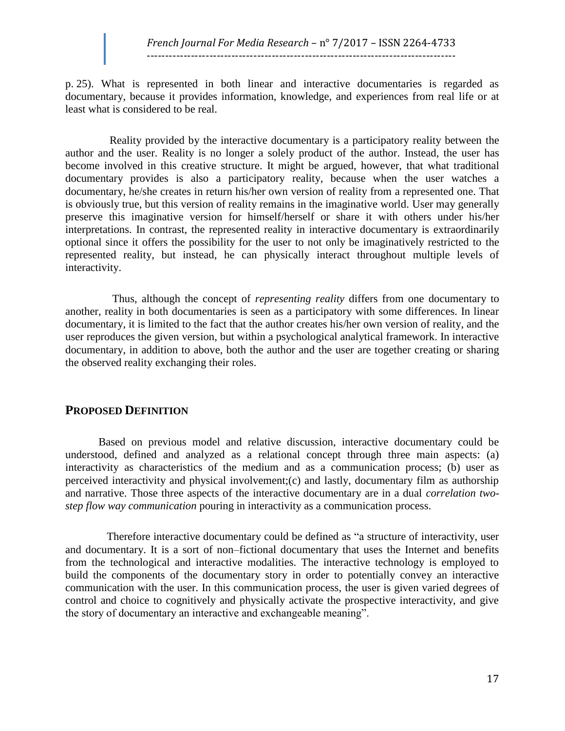p. 25). What is represented in both linear and interactive documentaries is regarded as documentary, because it provides information, knowledge, and experiences from real life or at least what is considered to be real.

Reality provided by the interactive documentary is a participatory reality between the author and the user. Reality is no longer a solely product of the author. Instead, the user has become involved in this creative structure. It might be argued, however, that what traditional documentary provides is also a participatory reality, because when the user watches a documentary, he/she creates in return his/her own version of reality from a represented one. That is obviously true, but this version of reality remains in the imaginative world. User may generally preserve this imaginative version for himself/herself or share it with others under his/her interpretations. In contrast, the represented reality in interactive documentary is extraordinarily optional since it offers the possibility for the user to not only be imaginatively restricted to the represented reality, but instead, he can physically interact throughout multiple levels of interactivity.

Thus, although the concept of *representing reality* differs from one documentary to another, reality in both documentaries is seen as a participatory with some differences. In linear documentary, it is limited to the fact that the author creates his/her own version of reality, and the user reproduces the given version, but within a psychological analytical framework. In interactive documentary, in addition to above, both the author and the user are together creating or sharing the observed reality exchanging their roles.

## PROPOSED DEFINITION

Based on previous model and relative discussion, interactive documentary could be understood, defined and analyzed as a relational concept through three main aspects: (a) interactivity as characteristics of the medium and as a communication process; (b) user as perceived interactivity and physical involvement;(c) and lastly, documentary film as authorship and narrative. Those three aspects of the interactive documentary are in a dual *correlation two-step flow way communication* pouring in interactivity as a communication process.

Therefore interactive documentary could be defined as "a structure of interactivity, user and documentary. It is a sort of non–fictional documentary that uses the Internet and benefits from the technological and interactive modalities. The interactive technology is employed to build the components of the documentary story in order to potentially convey an interactive communication with the user. In this communication process, the user is given varied degrees of control and choice to cognitively and physically activate the prospective interactivity, and give the story of documentary an interactive and exchangeable meaning".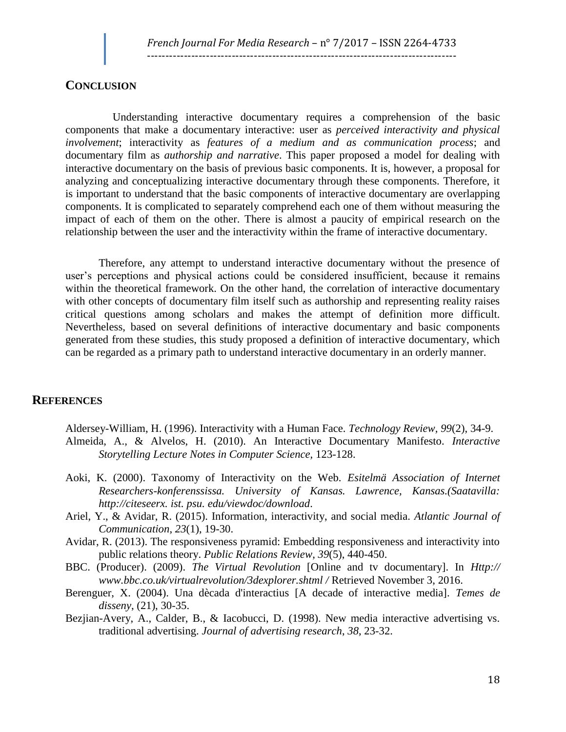## Conclusion

Understanding interactive documentary requires a comprehension of the basic components that make a documentary interactive: user as *perceived interactivity and physical involvement*; interactivity as *features of a medium and as communication process*; and documentary film as *authorship and narrative*. This paper proposed a model for dealing with interactive documentary on the basis of previous basic components. It is, however, a proposal for analyzing and conceptualizing interactive documentary through these components. Therefore, it is important to understand that the basic components of interactive documentary are overlapping components. It is complicated to separately comprehend each one of them without measuring the impact of each of them on the other. There is almost a paucity of empirical research on the relationship between the user and the interactivity within the frame of interactive documentary.

Therefore, any attempt to understand interactive documentary without the presence of user's perceptions and physical actions could be considered insufficient, because it remains within the theoretical framework. On the other hand, the correlation of interactive documentary with other concepts of documentary film itself such as authorship and representing reality raises critical questions among scholars and makes the attempt of definition more difficult. Nevertheless, based on several definitions of interactive documentary and basic components generated from these studies, this study proposed a definition of interactive documentary, which can be regarded as a primary path to understand interactive documentary in an orderly manner.

## References

Aldersey-William, H. (1996). Interactivity with a Human Face. *Technology Review*, *99*(2), 34-9.

Almeida, A., & Alvelos, H. (2010). An Interactive Documentary Manifesto. *Interactive Storytelling Lecture Notes in Computer Science,* 123-128.

Aoki, K. (2000). Taxonomy of Interactivity on the Web. *Esitelmä Association of Internet Researchers-konferenssissa. University of Kansas. Lawrence, Kansas.(Saatavilla: http://citeseerx. ist. psu. edu/viewdoc/download*.

Ariel, Y., & Avidar, R. (2015). Information, interactivity, and social media. *Atlantic Journal of Communication*, *23*(1), 19-30.

Avidar, R. (2013). The responsiveness pyramid: Embedding responsiveness and interactivity into public relations theory. *Public Relations Review*, *39*(5), 440-450.

BBC. (Producer). (2009). *The Virtual Revolution* [Online and tv documentary]. In *Http:// www.bbc.co.uk/virtualrevolution/3dexplorer.shtml /* Retrieved November 3, 2016.

Berenguer, X. (2004). Una dècada d'interactius [A decade of interactive media]. *Temes de disseny*, (21), 30-35.

Bezjian-Avery, A., Calder, B., & Iacobucci, D. (1998). New media interactive advertising vs. traditional advertising. *Journal of advertising research*, *38*, 23-32.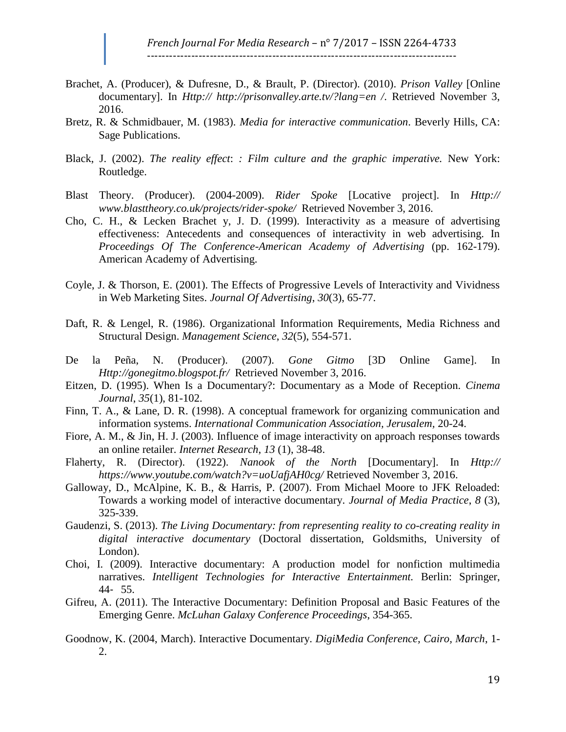Brachet, A. (Producer), & Dufresne, D., & Brault, P. (Director). (2010). *Prison Valley* [Online documentary]. In *Http:// http://prisonvalley.arte.tv/?lang=en /*. Retrieved November 3, 2016.

Bretz, R. & Schmidbauer, M. (1983). *Media for interactive communication*. Beverly Hills, CA: Sage Publications.

Black, J. (2002). *The reality effect*: *: Film culture and the graphic imperative.* New York: Routledge.

Blast Theory. (Producer). (2004-2009). *Rider Spoke* [Locative project]. In *Http:// www.blasttheory.co.uk/projects/rider-spoke/* Retrieved November 3, 2016.

Cho, C. H., & Lecken Brachet y, J. D. (1999). Interactivity as a measure of advertising effectiveness: Antecedents and consequences of interactivity in web advertising. In *Proceedings Of The Conference-American Academy of Advertising* (pp. 162-179). American Academy of Advertising.

Coyle, J. & Thorson, E. (2001). The Effects of Progressive Levels of Interactivity and Vividness in Web Marketing Sites. *Journal Of Advertising*, *30*(3), 65-77.

Daft, R. & Lengel, R. (1986). Organizational Information Requirements, Media Richness and Structural Design. *Management Science*, *32*(5), 554-571.

De la Peña, N. (Producer). (2007). *Gone Gitmo* [3D Online Game]. In *Http://gonegitmo.blogspot.fr/* Retrieved November 3, 2016.

Eitzen, D. (1995). When Is a Documentary?: Documentary as a Mode of Reception. *Cinema Journal*, *35*(1), 81-102.

Finn, T. A., & Lane, D. R. (1998). A conceptual framework for organizing communication and information systems. *International Communication Association, Jerusalem*, 20-24.

Fiore, A. M., & Jin, H. J. (2003). Influence of image interactivity on approach responses towards an online retailer. *Internet Research*, *13* (1), 38-48.

Flaherty, R. (Director). (1922). *Nanook of the North* [Documentary]. In *Http:// https://www.youtube.com/watch?v=uoUafjAH0cg/* Retrieved November 3, 2016.

Galloway, D., McAlpine, K. B., & Harris, P. (2007). From Michael Moore to JFK Reloaded: Towards a working model of interactive documentary. *Journal of Media Practice*, *8* (3), 325-339.

Gaudenzi, S. (2013). *The Living Documentary: from representing reality to co-creating reality in digital interactive documentary* (Doctoral dissertation, Goldsmiths, University of London).

Choi, I. (2009). Interactive documentary: A production model for nonfiction multimedia narratives. *Intelligent Technologies for Interactive Entertainment.* Berlin: Springer, 44- 55.

Gifreu, A. (2011). The Interactive Documentary: Definition Proposal and Basic Features of the Emerging Genre. *McLuhan Galaxy Conference Proceedings*, 354-365.

Goodnow, K. (2004, March). Interactive Documentary. *DigiMedia Conference, Cairo, March*, 1-2.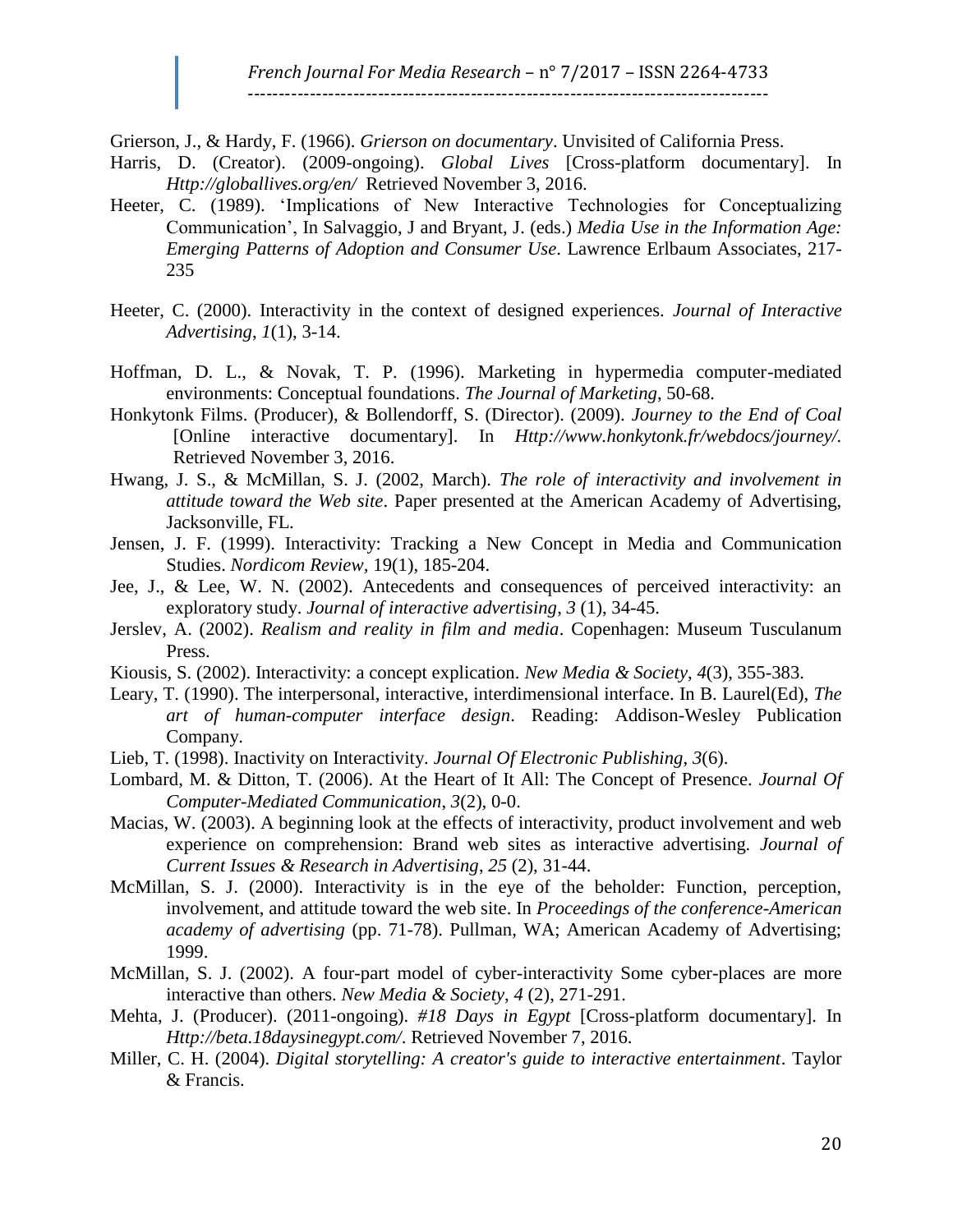Grierson, J., & Hardy, F. (1966). *Grierson on documentary*. Unvisited of California Press.

Harris, D. (Creator). (2009-ongoing). *Global Lives* [Cross-platform documentary]. In *Http://globallives.org/en/* Retrieved November 3, 2016.

Heeter, C. (1989). 'Implications of New Interactive Technologies for Conceptualizing Communication', In Salvaggio, J and Bryant, J. (eds.) *Media Use in the Information Age: Emerging Patterns of Adoption and Consumer Use*. Lawrence Erlbaum Associates, 217-235

Heeter, C. (2000). Interactivity in the context of designed experiences. *Journal of Interactive Advertising*, *1*(1), 3-14.

Hoffman, D. L., & Novak, T. P. (1996). Marketing in hypermedia computer-mediated environments: Conceptual foundations. *The Journal of Marketing*, 50-68.

Honkytonk Films. (Producer), & Bollendorff, S. (Director). (2009). *Journey to the End of Coal* [Online interactive documentary]. In *Http://www.honkytonk.fr/webdocs/journey/.* Retrieved November 3, 2016.

Hwang, J. S., & McMillan, S. J. (2002, March). *The role of interactivity and involvement in attitude toward the Web site*. Paper presented at the American Academy of Advertising, Jacksonville, FL.

Jensen, J. F. (1999). Interactivity: Tracking a New Concept in Media and Communication Studies. *Nordicom Review*, 19(1), 185-204.

Jee, J., & Lee, W. N. (2002). Antecedents and consequences of perceived interactivity: an exploratory study. *Journal of interactive advertising*, *3* (1), 34-45.

Jerslev, A. (2002). *Realism and reality in film and media*. Copenhagen: Museum Tusculanum Press.

Kiousis, S. (2002). Interactivity: a concept explication. *New Media & Society*, *4*(3), 355-383.

Leary, T. (1990). The interpersonal, interactive, interdimensional interface. In B. Laurel(Ed), *The art of human-computer interface design*. Reading: Addison-Wesley Publication Company.

Lieb, T. (1998). Inactivity on Interactivity. *Journal Of Electronic Publishing*, *3*(6).

Lombard, M. & Ditton, T. (2006). At the Heart of It All: The Concept of Presence. *Journal Of Computer-Mediated Communication*, *3*(2), 0-0.

Macias, W. (2003). A beginning look at the effects of interactivity, product involvement and web experience on comprehension: Brand web sites as interactive advertising. *Journal of Current Issues & Research in Advertising*, *25* (2), 31-44.

McMillan, S. J. (2000). Interactivity is in the eye of the beholder: Function, perception, involvement, and attitude toward the web site. In *Proceedings of the conference-American academy of advertising* (pp. 71-78). Pullman, WA; American Academy of Advertising; 1999.

McMillan, S. J. (2002). A four-part model of cyber-interactivity Some cyber-places are more interactive than others. *New Media & Society*, *4* (2), 271-291.

Mehta, J. (Producer). (2011-ongoing). *#18 Days in Egypt* [Cross-platform documentary]. In *Http://beta.18daysinegypt.com/*. Retrieved November 7, 2016.

Miller, C. H. (2004). *Digital storytelling: A creator's guide to interactive entertainment*. Taylor & Francis.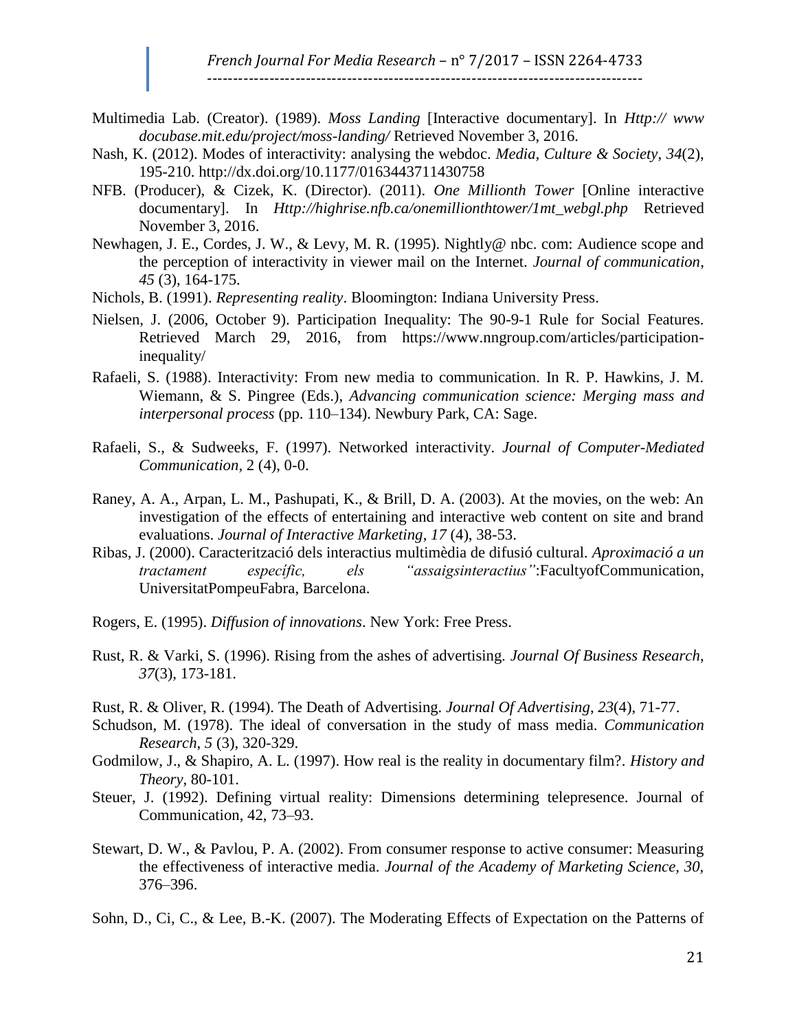Multimedia Lab. (Creator). (1989). *Moss Landing* [Interactive documentary]. In *Http:// www docubase.mit.edu/project/moss-landing/* Retrieved November 3, 2016.

Nash, K. (2012). Modes of interactivity: analysing the webdoc. *Media, Culture & Society*, *34*(2), 195-210. http://dx.doi.org/10.1177/0163443711430758

NFB. (Producer), & Cizek, K. (Director). (2011). *One Millionth Tower* [Online interactive documentary]. In *Http://highrise.nfb.ca/onemillionthtower/1mt_webgl.php* Retrieved November 3, 2016.

Newhagen, J. E., Cordes, J. W., & Levy, M. R. (1995). Nightly@ nbc. com: Audience scope and the perception of interactivity in viewer mail on the Internet. *Journal of communication*, *45* (3), 164-175.

Nichols, B. (1991). *Representing reality*. Bloomington: Indiana University Press.

Nielsen, J. (2006, October 9). Participation Inequality: The 90-9-1 Rule for Social Features. Retrieved March 29, 2016, from https://www.nngroup.com/articles/participation-inequality/

Rafaeli, S. (1988). Interactivity: From new media to communication. In R. P. Hawkins, J. M. Wiemann, & S. Pingree (Eds.), *Advancing communication science: Merging mass and interpersonal process* (pp. 110–134). Newbury Park, CA: Sage.

Rafaeli, S., & Sudweeks, F. (1997). Networked interactivity. *Journal of Computer-Mediated Communication*, 2 (4), 0-0.

Raney, A. A., Arpan, L. M., Pashupati, K., & Brill, D. A. (2003). At the movies, on the web: An investigation of the effects of entertaining and interactive web content on site and brand evaluations. *Journal of Interactive Marketing*, *17* (4), 38-53.

Ribas, J. (2000). Caracterització dels interactius multimèdia de difusió cultural. *Aproximació a un tractament específic, els "assaigsinteractius"*:FacultyofCommunication, UniversitatPompeuFabra, Barcelona.

Rogers, E. (1995). *Diffusion of innovations*. New York: Free Press.

Rust, R. & Varki, S. (1996). Rising from the ashes of advertising. *Journal Of Business Research*, *37*(3), 173-181.

Rust, R. & Oliver, R. (1994). The Death of Advertising. *Journal Of Advertising*, *23*(4), 71-77.

Schudson, M. (1978). The ideal of conversation in the study of mass media. *Communication Research*, *5* (3), 320-329.

Godmilow, J., & Shapiro, A. L. (1997). How real is the reality in documentary film?. *History and Theory*, 80-101.

Steuer, J. (1992). Defining virtual reality: Dimensions determining telepresence. Journal of Communication, 42, 73–93.

Stewart, D. W., & Pavlou, P. A. (2002). From consumer response to active consumer: Measuring the effectiveness of interactive media. *Journal of the Academy of Marketing Science, 30*, 376–396.

Sohn, D., Ci, C., & Lee, B.-K. (2007). The Moderating Effects of Expectation on the Patterns of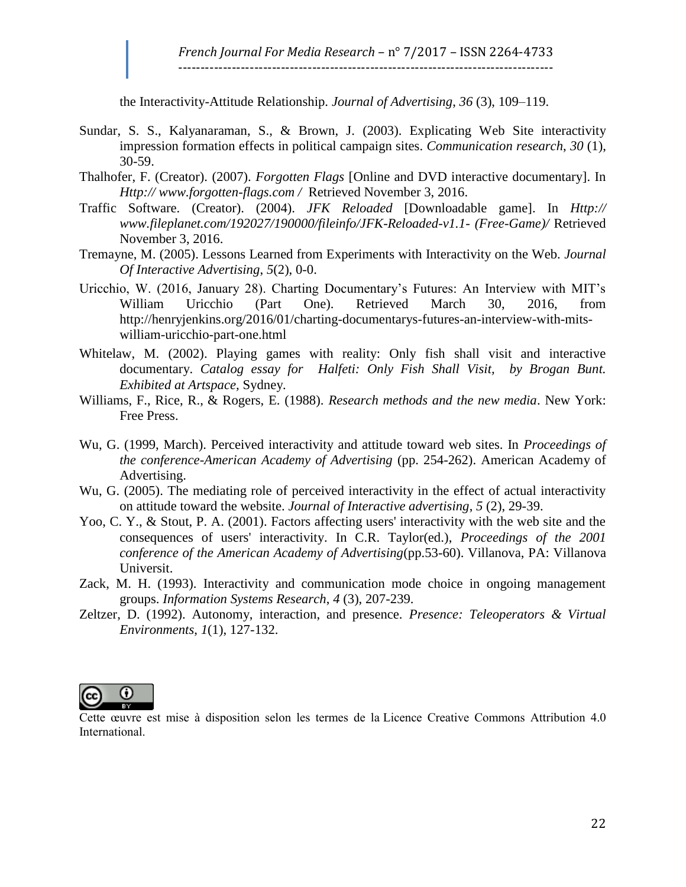the Interactivity-Attitude Relationship. *Journal of Advertising*, *36* (3), 109–119.

Sundar, S. S., Kalyanaraman, S., & Brown, J. (2003). Explicating Web Site interactivity impression formation effects in political campaign sites. *Communication research*, *30* (1), 30-59.

Thalhofer, F. (Creator). (2007). *Forgotten Flags* [Online and DVD interactive documentary]. In *Http:// www.forgotten-flags.com /* Retrieved November 3, 2016.

Traffic Software. (Creator). (2004). *JFK Reloaded* [Downloadable game]. In *Http:// www.fileplanet.com/192027/190000/fileinfo/JFK-Reloaded-v1.1- (Free-Game)/* Retrieved November 3, 2016.

Tremayne, M. (2005). Lessons Learned from Experiments with Interactivity on the Web. *Journal Of Interactive Advertising*, *5*(2), 0-0.

Uricchio, W. (2016, January 28). Charting Documentary's Futures: An Interview with MIT's William Uricchio (Part One). Retrieved March 30, 2016, from http://henryjenkins.org/2016/01/charting-documentarys-futures-an-interview-with-mits-william-uricchio-part-one.html

Whitelaw, M. (2002). Playing games with reality: Only fish shall visit and interactive documentary. *Catalog essay for Halfeti: Only Fish Shall Visit, by Brogan Bunt. Exhibited at Artspace*, Sydney.

Williams, F., Rice, R., & Rogers, E. (1988). *Research methods and the new media*. New York: Free Press.

Wu, G. (1999, March). Perceived interactivity and attitude toward web sites. In *Proceedings of the conference-American Academy of Advertising* (pp. 254-262). American Academy of Advertising.

Wu, G. (2005). The mediating role of perceived interactivity in the effect of actual interactivity on attitude toward the website. *Journal of Interactive advertising*, *5* (2), 29-39.

Yoo, C. Y., & Stout, P. A. (2001). Factors affecting users' interactivity with the web site and the consequences of users' interactivity. In C.R. Taylor(ed.), *Proceedings of the 2001 conference of the American Academy of Advertising*(pp.53-60). Villanova, PA: Villanova Universit.

Zack, M. H. (1993). Interactivity and communication mode choice in ongoing management groups. *Information Systems Research*, *4* (3), 207-239.

Zeltzer, D. (1992). Autonomy, interaction, and presence. *Presence: Teleoperators & Virtual Environments*, *1*(1), 127-132.

Cette œuvre est mise à disposition selon les termes de la Licence Creative Commons Attribution 4.0 International.